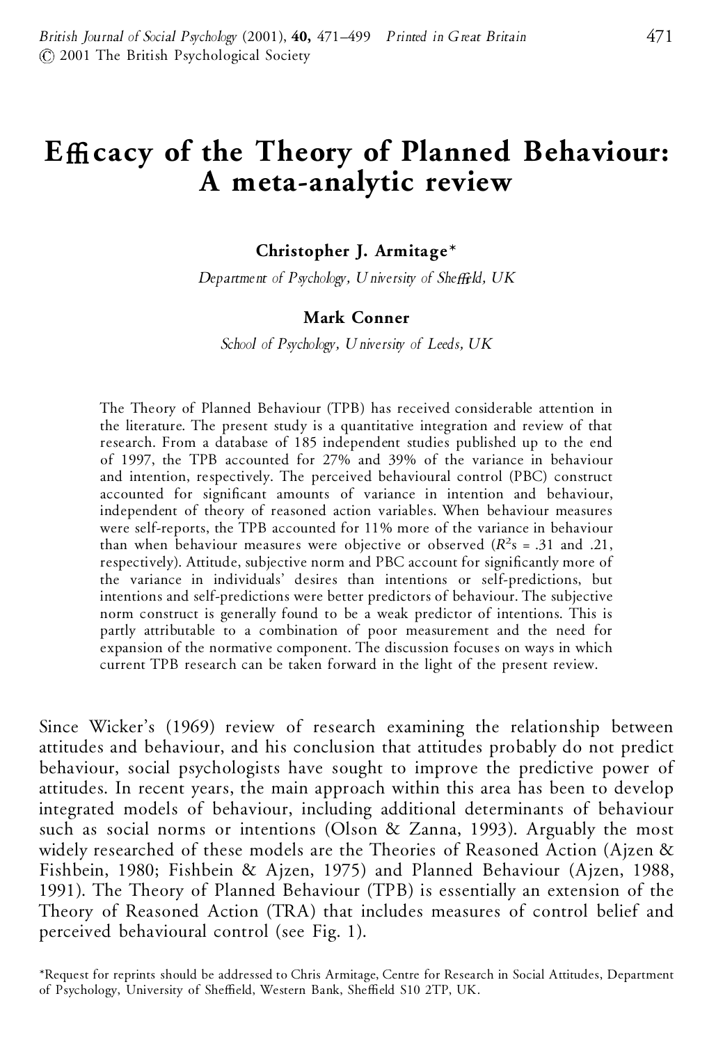# Efficacy of the Theory of Planned Behaviour: A meta-analytic review

**Christopher J. Armitage***
*Department of Psychology, University of Sheffield, UK*

**Mark Conner**
*School of Psychology, University of Leeds, UK*

The Theory of Planned Behaviour (TPB) has received considerable attention in the literature. The present study is a quantitative integration and review of that research. From a database of 185 independent studies published up to the end of 1997, the TPB accounted for 27% and 39% of the variance in behaviour and intention, respectively. The perceived behavioural control (PBC) construct accounted for significant amounts of variance in intention and behaviour, independent of theory of reasoned action variables. When behaviour measures were self-reports, the TPB accounted for 11% more of the variance in behaviour than when behaviour measures were objective or observed ($R^2$s = .31 and .21, respectively). Attitude, subjective norm and PBC account for significantly more of the variance in individuals' desires than intentions or self-predictions, but intentions and self-predictions were better predictors of behaviour. The subjective norm construct is generally found to be a weak predictor of intentions. This is partly attributable to a combination of poor measurement and the need for expansion of the normative component. The discussion focuses on ways in which current TPB research can be taken forward in the light of the present review.

Since Wicker's (1969) review of research examining the relationship between attitudes and behaviour, and his conclusion that attitudes probably do not predict behaviour, social psychologists have sought to improve the predictive power of attitudes. In recent years, the main approach within this area has been to develop integrated models of behaviour, including additional determinants of behaviour such as social norms or intentions (Olson & Zanna, 1993). Arguably the most widely researched of these models are the Theories of Reasoned Action (Ajzen & Fishbein, 1980; Fishbein & Ajzen, 1975) and Planned Behaviour (Ajzen, 1988, 1991). The Theory of Planned Behaviour (TPB) is essentially an extension of the Theory of Reasoned Action (TRA) that includes measures of control belief and perceived behavioural control (see Fig. 1).

*Request for reprints should be addressed to Chris Armitage, Centre for Research in Social Attitudes, Department of Psychology, University of Sheffield, Western Bank, Sheffield S10 2TP, UK.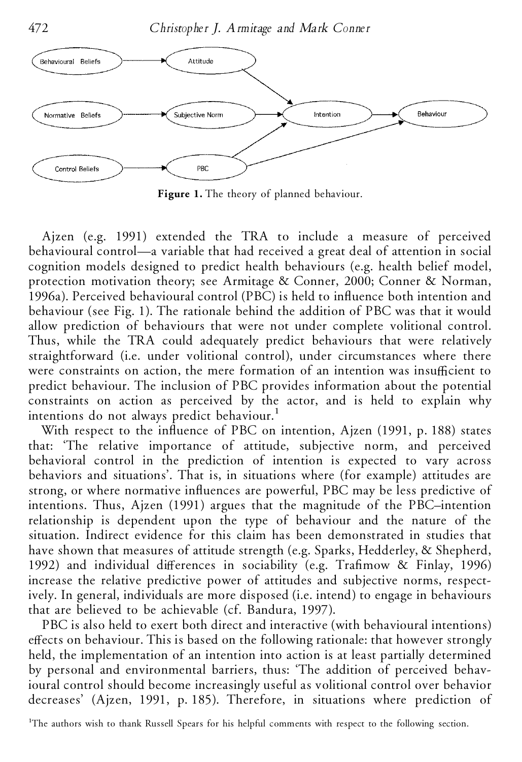Figure 1. The theory of planned behaviour.

Ajzen (e.g. 1991) extended the TRA to include a measure of perceived behavioural control—a variable that had received a great deal of attention in social cognition models designed to predict health behaviours (e.g. health belief model, protection motivation theory; see Armitage & Conner, 2000; Conner & Norman, 1996a). Perceived behavioural control (PBC) is held to influence both intention and behaviour (see Fig. 1). The rationale behind the addition of PBC was that it would allow prediction of behaviours that were not under complete volitional control. Thus, while the TRA could adequately predict behaviours that were relatively straightforward (i.e. under volitional control), under circumstances where there were constraints on action, the mere formation of an intention was insufficient to predict behaviour. The inclusion of PBC provides information about the potential constraints on action as perceived by the actor, and is held to explain why intentions do not always predict behaviour.[1]

With respect to the influence of PBC on intention, Ajzen (1991, p. 188) states that: 'The relative importance of attitude, subjective norm, and perceived behavioral control in the prediction of intention is expected to vary across behaviors and situations'. That is, in situations where (for example) attitudes are strong, or where normative influences are powerful, PBC may be less predictive of intentions. Thus, Ajzen (1991) argues that the magnitude of the PBC–intention relationship is dependent upon the type of behaviour and the nature of the situation. Indirect evidence for this claim has been demonstrated in studies that have shown that measures of attitude strength (e.g. Sparks, Hedderley, & Shepherd, 1992) and individual differences in sociability (e.g. Trafimow & Finlay, 1996) increase the relative predictive power of attitudes and subjective norms, respectively. In general, individuals are more disposed (i.e. intend) to engage in behaviours that are believed to be achievable (cf. Bandura, 1997).

PBC is also held to exert both direct and interactive (with behavioural intentions) effects on behaviour. This is based on the following rationale: that however strongly held, the implementation of an intention into action is at least partially determined by personal and environmental barriers, thus: 'The addition of perceived behavioural control should become increasingly useful as volitional control over behavior decreases' (Ajzen, 1991, p. 185). Therefore, in situations where prediction of

[1]The authors wish to thank Russell Spears for his helpful comments with respect to the following section.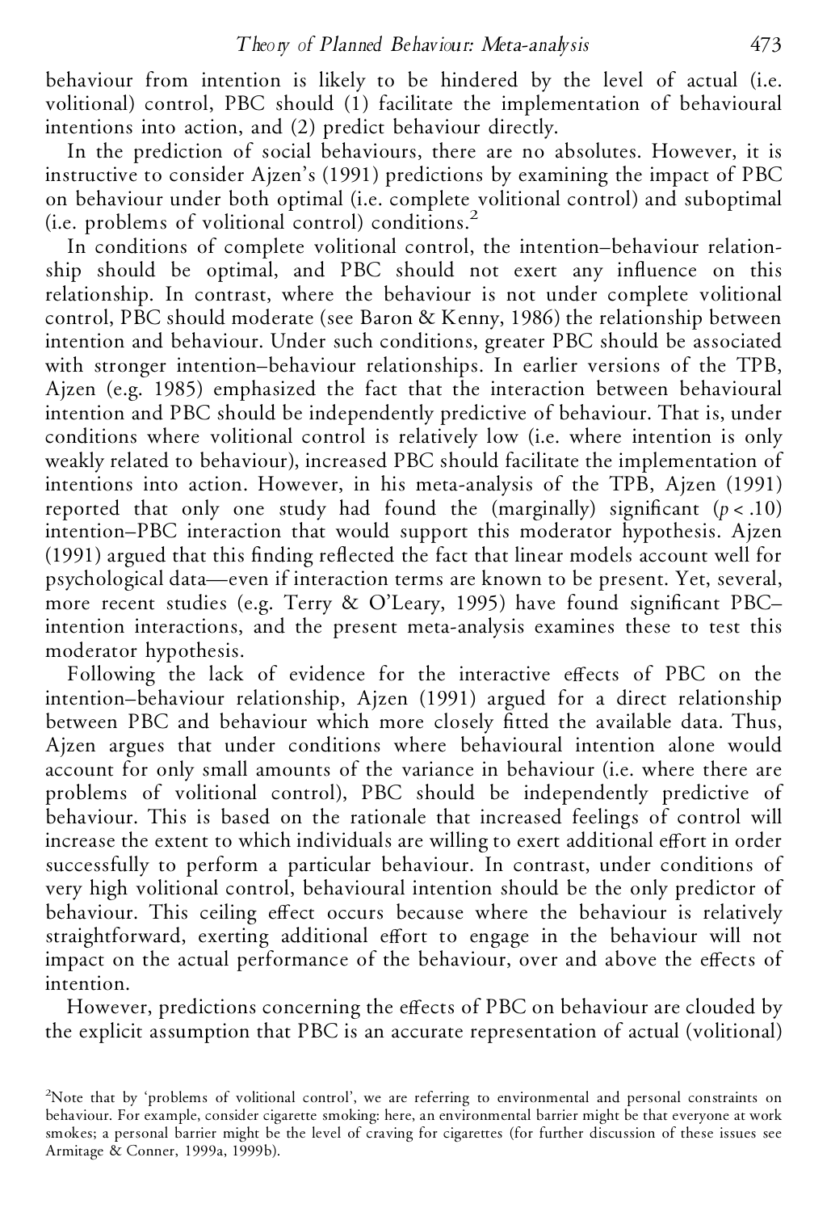behaviour from intention is likely to be hindered by the level of actual (i.e. volitional) control, PBC should (1) facilitate the implementation of behavioural intentions into action, and (2) predict behaviour directly.

In the prediction of social behaviours, there are no absolutes. However, it is instructive to consider Ajzen's (1991) predictions by examining the impact of PBC on behaviour under both optimal (i.e. complete volitional control) and suboptimal (i.e. problems of volitional control) conditions.[2]

In conditions of complete volitional control, the intention–behaviour relationship should be optimal, and PBC should not exert any influence on this relationship. In contrast, where the behaviour is not under complete volitional control, PBC should moderate (see Baron & Kenny, 1986) the relationship between intention and behaviour. Under such conditions, greater PBC should be associated with stronger intention–behaviour relationships. In earlier versions of the TPB, Ajzen (e.g. 1985) emphasized the fact that the interaction between behavioural intention and PBC should be independently predictive of behaviour. That is, under conditions where volitional control is relatively low (i.e. where intention is only weakly related to behaviour), increased PBC should facilitate the implementation of intentions into action. However, in his meta-analysis of the TPB, Ajzen (1991) reported that only one study had found the (marginally) significant ($p < .10$) intention–PBC interaction that would support this moderator hypothesis. Ajzen (1991) argued that this finding reflected the fact that linear models account well for psychological data—even if interaction terms are known to be present. Yet, several, more recent studies (e.g. Terry & O'Leary, 1995) have found significant PBC–intention interactions, and the present meta-analysis examines these to test this moderator hypothesis.

Following the lack of evidence for the interactive effects of PBC on the intention–behaviour relationship, Ajzen (1991) argued for a direct relationship between PBC and behaviour which more closely fitted the available data. Thus, Ajzen argues that under conditions where behavioural intention alone would account for only small amounts of the variance in behaviour (i.e. where there are problems of volitional control), PBC should be independently predictive of behaviour. This is based on the rationale that increased feelings of control will increase the extent to which individuals are willing to exert additional effort in order successfully to perform a particular behaviour. In contrast, under conditions of very high volitional control, behavioural intention should be the only predictor of behaviour. This ceiling effect occurs because where the behaviour is relatively straightforward, exerting additional effort to engage in the behaviour will not impact on the actual performance of the behaviour, over and above the effects of intention.

However, predictions concerning the effects of PBC on behaviour are clouded by the explicit assumption that PBC is an accurate representation of actual (volitional)

[2]Note that by 'problems of volitional control', we are referring to environmental and personal constraints on behaviour. For example, consider cigarette smoking: here, an environmental barrier might be that everyone at work smokes; a personal barrier might be the level of craving for cigarettes (for further discussion of these issues see Armitage & Conner, 1999a, 1999b).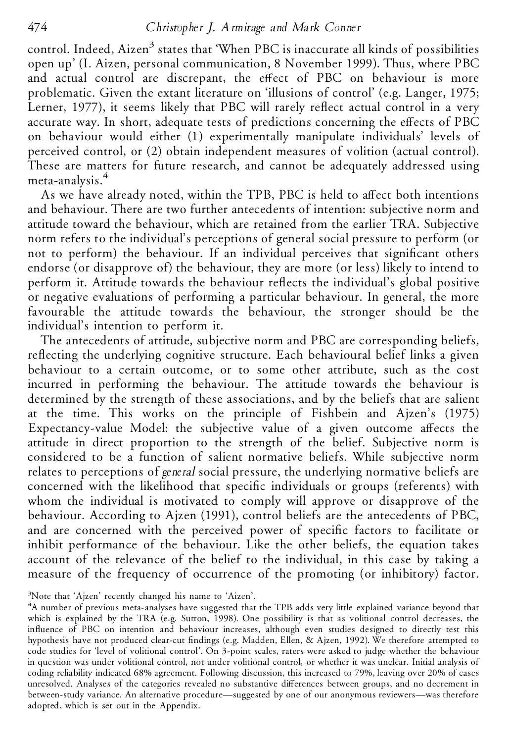control. Indeed, Aizen[3] states that 'When PBC is inaccurate all kinds of possibilities open up' (I. Aizen, personal communication, 8 November 1999). Thus, where PBC and actual control are discrepant, the effect of PBC on behaviour is more problematic. Given the extant literature on 'illusions of control' (e.g. Langer, 1975; Lerner, 1977), it seems likely that PBC will rarely reflect actual control in a very accurate way. In short, adequate tests of predictions concerning the effects of PBC on behaviour would either (1) experimentally manipulate individuals' levels of perceived control, or (2) obtain independent measures of volition (actual control). These are matters for future research, and cannot be adequately addressed using meta-analysis.[4]

As we have already noted, within the TPB, PBC is held to affect both intentions and behaviour. There are two further antecedents of intention: subjective norm and attitude toward the behaviour, which are retained from the earlier TRA. Subjective norm refers to the individual's perceptions of general social pressure to perform (or not to perform) the behaviour. If an individual perceives that significant others endorse (or disapprove of) the behaviour, they are more (or less) likely to intend to perform it. Attitude towards the behaviour reflects the individual's global positive or negative evaluations of performing a particular behaviour. In general, the more favourable the attitude towards the behaviour, the stronger should be the individual's intention to perform it.

The antecedents of attitude, subjective norm and PBC are corresponding beliefs, reflecting the underlying cognitive structure. Each behavioural belief links a given behaviour to a certain outcome, or to some other attribute, such as the cost incurred in performing the behaviour. The attitude towards the behaviour is determined by the strength of these associations, and by the beliefs that are salient at the time. This works on the principle of Fishbein and Ajzen's (1975) Expectancy-value Model: the subjective value of a given outcome affects the attitude in direct proportion to the strength of the belief. Subjective norm is considered to be a function of salient normative beliefs. While subjective norm relates to perceptions of *general* social pressure, the underlying normative beliefs are concerned with the likelihood that specific individuals or groups (referents) with whom the individual is motivated to comply will approve or disapprove of the behaviour. According to Ajzen (1991), control beliefs are the antecedents of PBC, and are concerned with the perceived power of specific factors to facilitate or inhibit performance of the behaviour. Like the other beliefs, the equation takes account of the relevance of the belief to the individual, in this case by taking a measure of the frequency of occurrence of the promoting (or inhibitory) factor.

[3]Note that 'Ajzen' recently changed his name to 'Aizen'.

[4]A number of previous meta-analyses have suggested that the TPB adds very little explained variance beyond that which is explained by the TRA (e.g. Sutton, 1998). One possibility is that as volitional control decreases, the influence of PBC on intention and behaviour increases, although even studies designed to directly test this hypothesis have not produced clear-cut findings (e.g. Madden, Ellen, & Ajzen, 1992). We therefore attempted to code studies for 'level of volitional control'. On 3-point scales, raters were asked to judge whether the behaviour in question was under volitional control, not under volitional control, or whether it was unclear. Initial analysis of coding reliability indicated 68% agreement. Following discussion, this increased to 79%, leaving over 20% of cases unresolved. Analyses of the categories revealed no substantive differences between groups, and no decrement in between-study variance. An alternative procedure—suggested by one of our anonymous reviewers—was therefore adopted, which is set out in the Appendix.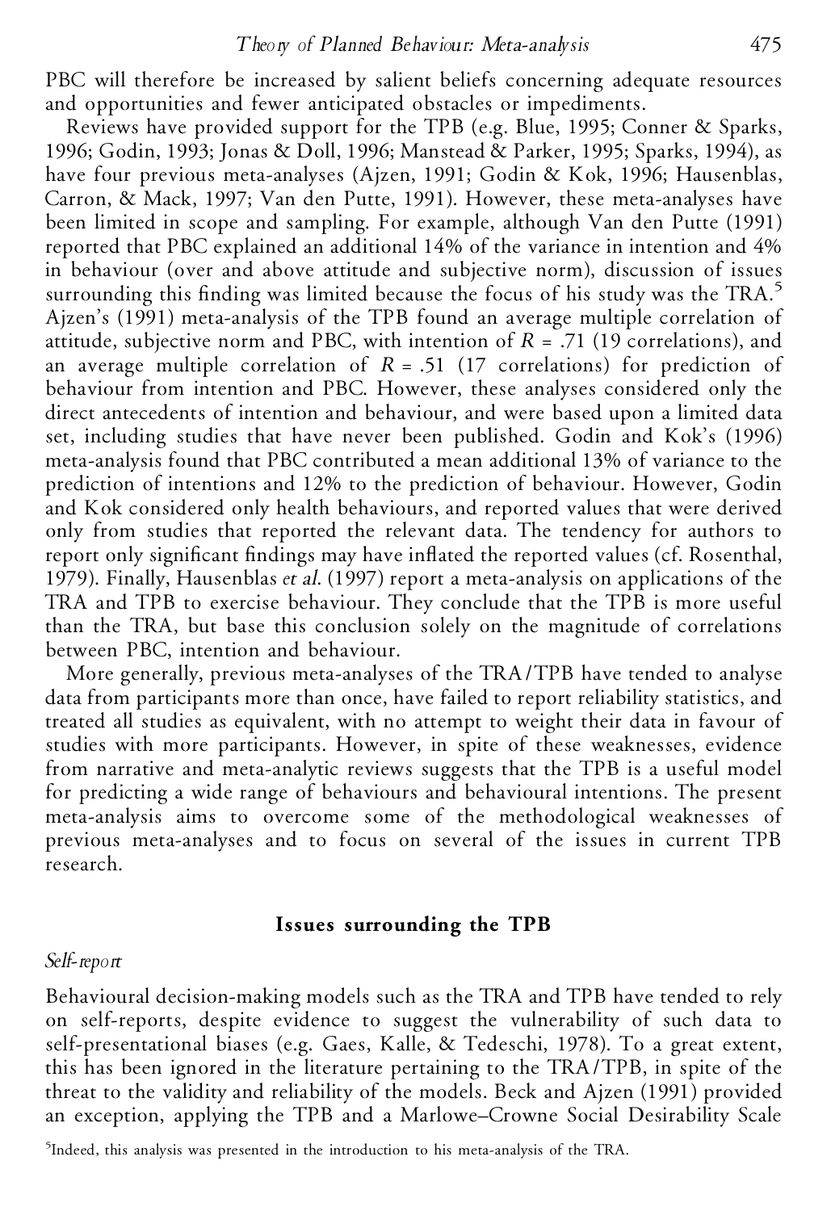PBC will therefore be increased by salient beliefs concerning adequate resources and opportunities and fewer anticipated obstacles or impediments.

Reviews have provided support for the TPB (e.g. Blue, 1995; Conner & Sparks, 1996; Godin, 1993; Jonas & Doll, 1996; Manstead & Parker, 1995; Sparks, 1994), as have four previous meta-analyses (Ajzen, 1991; Godin & Kok, 1996; Hausenblas, Carron, & Mack, 1997; Van den Putte, 1991). However, these meta-analyses have been limited in scope and sampling. For example, although Van den Putte (1991) reported that PBC explained an additional 14% of the variance in intention and 4% in behaviour (over and above attitude and subjective norm), discussion of issues surrounding this finding was limited because the focus of his study was the TRA.[5] Ajzen's (1991) meta-analysis of the TPB found an average multiple correlation of attitude, subjective norm and PBC, with intention of $R = .71$ (19 correlations), and an average multiple correlation of $R = .51$ (17 correlations) for prediction of behaviour from intention and PBC. However, these analyses considered only the direct antecedents of intention and behaviour, and were based upon a limited data set, including studies that have never been published. Godin and Kok's (1996) meta-analysis found that PBC contributed a mean additional 13% of variance to the prediction of intentions and 12% to the prediction of behaviour. However, Godin and Kok considered only health behaviours, and reported values that were derived only from studies that reported the relevant data. The tendency for authors to report only significant findings may have inflated the reported values (cf. Rosenthal, 1979). Finally, Hausenblas *et al.* (1997) report a meta-analysis on applications of the TRA and TPB to exercise behaviour. They conclude that the TPB is more useful than the TRA, but base this conclusion solely on the magnitude of correlations between PBC, intention and behaviour.

More generally, previous meta-analyses of the TRA/TPB have tended to analyse data from participants more than once, have failed to report reliability statistics, and treated all studies as equivalent, with no attempt to weight their data in favour of studies with more participants. However, in spite of these weaknesses, evidence from narrative and meta-analytic reviews suggests that the TPB is a useful model for predicting a wide range of behaviours and behavioural intentions. The present meta-analysis aims to overcome some of the methodological weaknesses of previous meta-analyses and to focus on several of the issues in current TPB research.

## Issues surrounding the TPB

### *Self-report*

Behavioural decision-making models such as the TRA and TPB have tended to rely on self-reports, despite evidence to suggest the vulnerability of such data to self-presentational biases (e.g. Gaes, Kalle, & Tedeschi, 1978). To a great extent, this has been ignored in the literature pertaining to the TRA/TPB, in spite of the threat to the validity and reliability of the models. Beck and Ajzen (1991) provided an exception, applying the TPB and a Marlowe–Crowne Social Desirability Scale

[5] Indeed, this analysis was presented in the introduction to his meta-analysis of the TRA.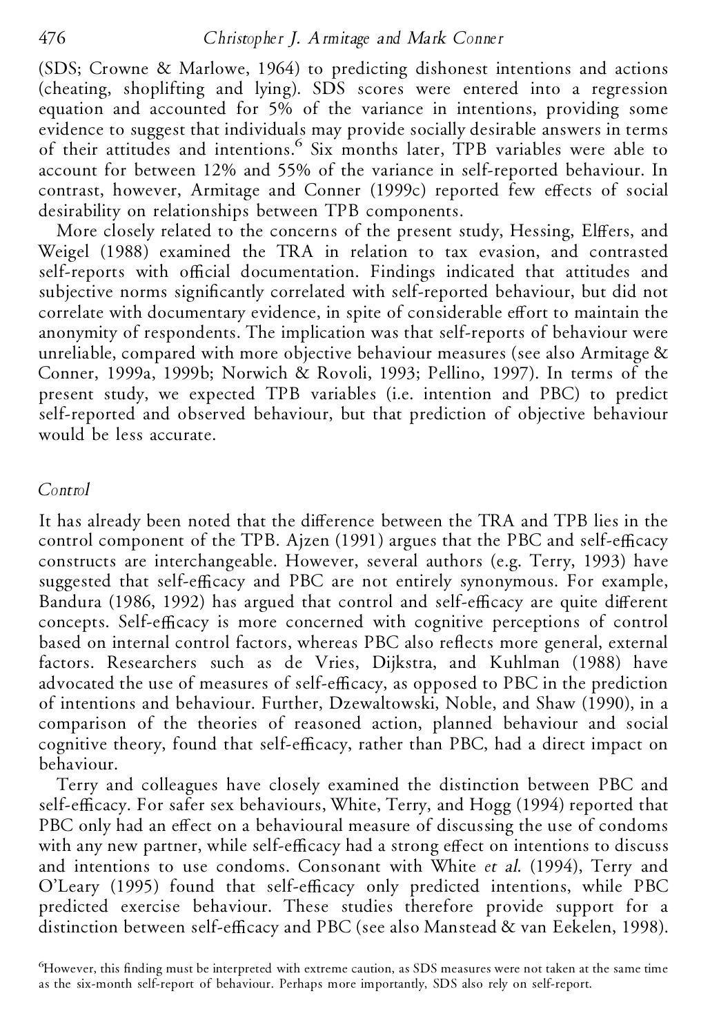(SDS; Crowne & Marlowe, 1964) to predicting dishonest intentions and actions (cheating, shoplifting and lying). SDS scores were entered into a regression equation and accounted for 5% of the variance in intentions, providing some evidence to suggest that individuals may provide socially desirable answers in terms of their attitudes and intentions.[6] Six months later, TPB variables were able to account for between 12% and 55% of the variance in self-reported behaviour. In contrast, however, Armitage and Conner (1999c) reported few effects of social desirability on relationships between TPB components.

More closely related to the concerns of the present study, Hessing, Elffers, and Weigel (1988) examined the TRA in relation to tax evasion, and contrasted self-reports with official documentation. Findings indicated that attitudes and subjective norms significantly correlated with self-reported behaviour, but did not correlate with documentary evidence, in spite of considerable effort to maintain the anonymity of respondents. The implication was that self-reports of behaviour were unreliable, compared with more objective behaviour measures (see also Armitage & Conner, 1999a, 1999b; Norwich & Rovoli, 1993; Pellino, 1997). In terms of the present study, we expected TPB variables (i.e. intention and PBC) to predict self-reported and observed behaviour, but that prediction of objective behaviour would be less accurate.

### *Control*

It has already been noted that the difference between the TRA and TPB lies in the control component of the TPB. Ajzen (1991) argues that the PBC and self-efficacy constructs are interchangeable. However, several authors (e.g. Terry, 1993) have suggested that self-efficacy and PBC are not entirely synonymous. For example, Bandura (1986, 1992) has argued that control and self-efficacy are quite different concepts. Self-efficacy is more concerned with cognitive perceptions of control based on internal control factors, whereas PBC also reflects more general, external factors. Researchers such as de Vries, Dijkstra, and Kuhlman (1988) have advocated the use of measures of self-efficacy, as opposed to PBC in the prediction of intentions and behaviour. Further, Dzewaltowski, Noble, and Shaw (1990), in a comparison of the theories of reasoned action, planned behaviour and social cognitive theory, found that self-efficacy, rather than PBC, had a direct impact on behaviour.

Terry and colleagues have closely examined the distinction between PBC and self-efficacy. For safer sex behaviours, White, Terry, and Hogg (1994) reported that PBC only had an effect on a behavioural measure of discussing the use of condoms with any new partner, while self-efficacy had a strong effect on intentions to discuss and intentions to use condoms. Consonant with White *et al.* (1994), Terry and O'Leary (1995) found that self-efficacy only predicted intentions, while PBC predicted exercise behaviour. These studies therefore provide support for a distinction between self-efficacy and PBC (see also Manstead & van Eekelen, 1998).

[6] However, this finding must be interpreted with extreme caution, as SDS measures were not taken at the same time as the six-month self-report of behaviour. Perhaps more importantly, SDS also rely on self-report.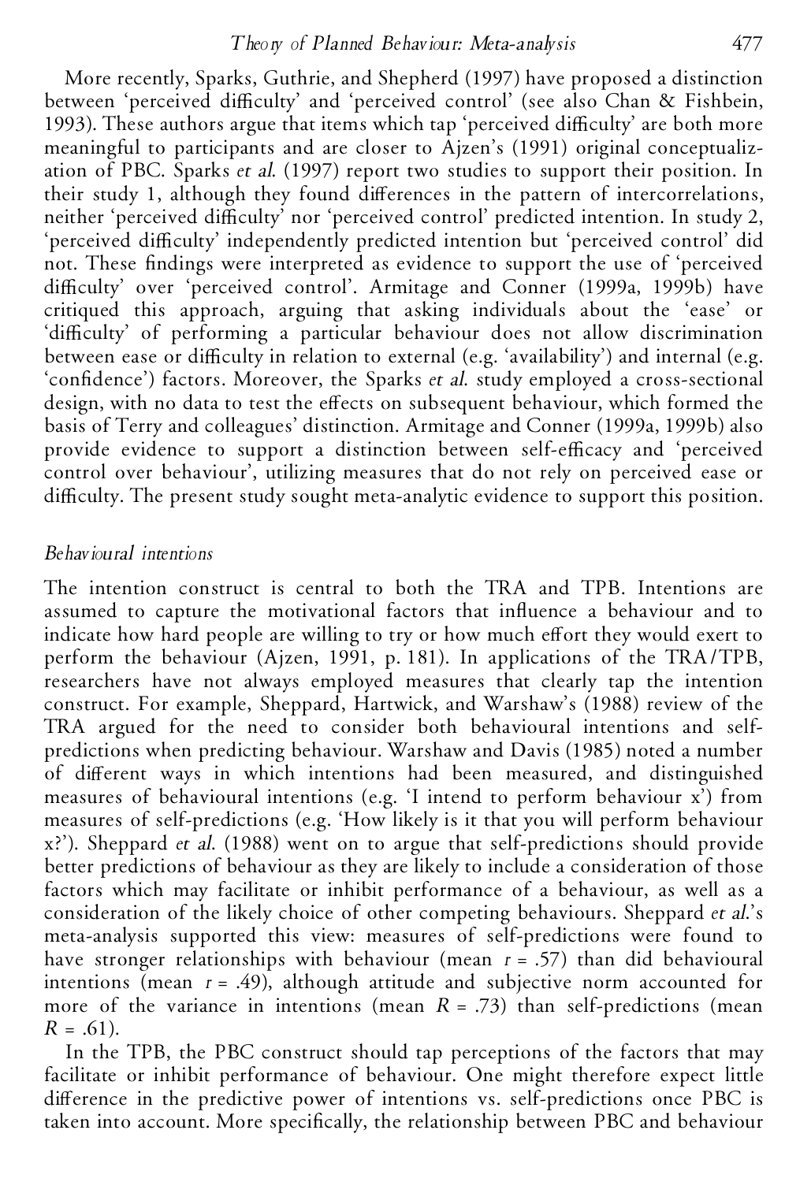More recently, Sparks, Guthrie, and Shepherd (1997) have proposed a distinction between 'perceived difficulty' and 'perceived control' (see also Chan & Fishbein, 1993). These authors argue that items which tap 'perceived difficulty' are both more meaningful to participants and are closer to Ajzen's (1991) original conceptualization of PBC. Sparks *et al.* (1997) report two studies to support their position. In their study 1, although they found differences in the pattern of intercorrelations, neither 'perceived difficulty' nor 'perceived control' predicted intention. In study 2, 'perceived difficulty' independently predicted intention but 'perceived control' did not. These findings were interpreted as evidence to support the use of 'perceived difficulty' over 'perceived control'. Armitage and Conner (1999a, 1999b) have critiqued this approach, arguing that asking individuals about the 'ease' or 'difficulty' of performing a particular behaviour does not allow discrimination between ease or difficulty in relation to external (e.g. 'availability') and internal (e.g. 'confidence') factors. Moreover, the Sparks *et al.* study employed a cross-sectional design, with no data to test the effects on subsequent behaviour, which formed the basis of Terry and colleagues' distinction. Armitage and Conner (1999a, 1999b) also provide evidence to support a distinction between self-efficacy and 'perceived control over behaviour', utilizing measures that do not rely on perceived ease or difficulty. The present study sought meta-analytic evidence to support this position.

### *Behavioural intentions*

The intention construct is central to both the TRA and TPB. Intentions are assumed to capture the motivational factors that influence a behaviour and to indicate how hard people are willing to try or how much effort they would exert to perform the behaviour (Ajzen, 1991, p. 181). In applications of the TRA/TPB, researchers have not always employed measures that clearly tap the intention construct. For example, Sheppard, Hartwick, and Warshaw's (1988) review of the TRA argued for the need to consider both behavioural intentions and self-predictions when predicting behaviour. Warshaw and Davis (1985) noted a number of different ways in which intentions had been measured, and distinguished measures of behavioural intentions (e.g. 'I intend to perform behaviour x') from measures of self-predictions (e.g. 'How likely is it that you will perform behaviour x?'). Sheppard *et al.* (1988) went on to argue that self-predictions should provide better predictions of behaviour as they are likely to include a consideration of those factors which may facilitate or inhibit performance of a behaviour, as well as a consideration of the likely choice of other competing behaviours. Sheppard *et al.*'s meta-analysis supported this view: measures of self-predictions were found to have stronger relationships with behaviour (mean $r = .57$) than did behavioural intentions (mean $r = .49$), although attitude and subjective norm accounted for more of the variance in intentions (mean $R = .73$) than self-predictions (mean $R = .61$).

In the TPB, the PBC construct should tap perceptions of the factors that may facilitate or inhibit performance of behaviour. One might therefore expect little difference in the predictive power of intentions vs. self-predictions once PBC is taken into account. More specifically, the relationship between PBC and behaviour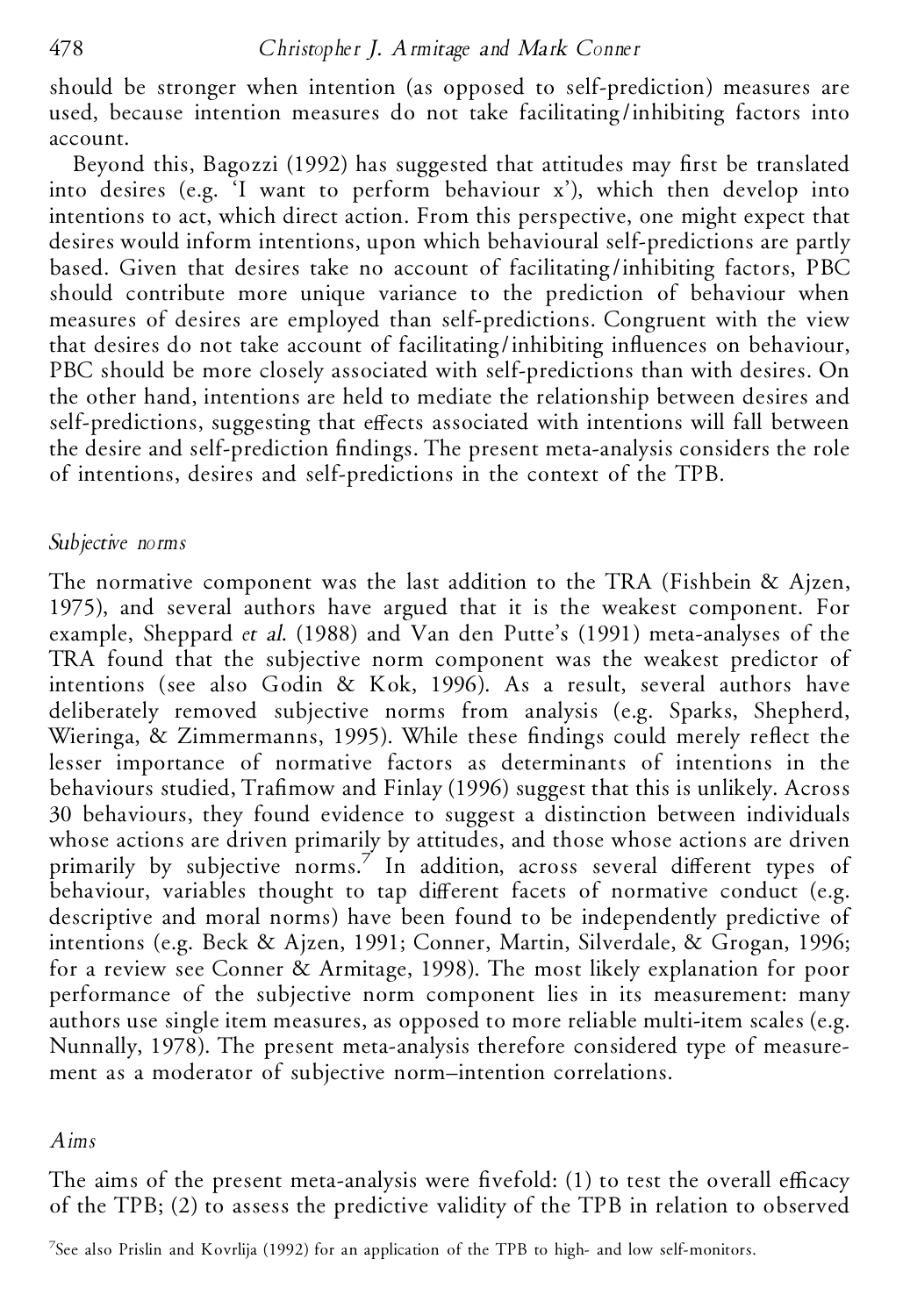should be stronger when intention (as opposed to self-prediction) measures are used, because intention measures do not take facilitating/inhibiting factors into account.

Beyond this, Bagozzi (1992) has suggested that attitudes may first be translated into desires (e.g. 'I want to perform behaviour x'), which then develop into intentions to act, which direct action. From this perspective, one might expect that desires would inform intentions, upon which behavioural self-predictions are partly based. Given that desires take no account of facilitating/inhibiting factors, PBC should contribute more unique variance to the prediction of behaviour when measures of desires are employed than self-predictions. Congruent with the view that desires do not take account of facilitating/inhibiting influences on behaviour, PBC should be more closely associated with self-predictions than with desires. On the other hand, intentions are held to mediate the relationship between desires and self-predictions, suggesting that effects associated with intentions will fall between the desire and self-prediction findings. The present meta-analysis considers the role of intentions, desires and self-predictions in the context of the TPB.

### *Subjective norms*

The normative component was the last addition to the TRA (Fishbein & Ajzen, 1975), and several authors have argued that it is the weakest component. For example, Sheppard *et al.* (1988) and Van den Putte's (1991) meta-analyses of the TRA found that the subjective norm component was the weakest predictor of intentions (see also Godin & Kok, 1996). As a result, several authors have deliberately removed subjective norms from analysis (e.g. Sparks, Shepherd, Wieringa, & Zimmermanns, 1995). While these findings could merely reflect the lesser importance of normative factors as determinants of intentions in the behaviours studied, Trafimow and Finlay (1996) suggest that this is unlikely. Across 30 behaviours, they found evidence to suggest a distinction between individuals whose actions are driven primarily by attitudes, and those whose actions are driven primarily by subjective norms.[7] In addition, across several different types of behaviour, variables thought to tap different facets of normative conduct (e.g. descriptive and moral norms) have been found to be independently predictive of intentions (e.g. Beck & Ajzen, 1991; Conner, Martin, Silverdale, & Grogan, 1996; for a review see Conner & Armitage, 1998). The most likely explanation for poor performance of the subjective norm component lies in its measurement: many authors use single item measures, as opposed to more reliable multi-item scales (e.g. Nunnally, 1978). The present meta-analysis therefore considered type of measurement as a moderator of subjective norm–intention correlations.

### *Aims*

The aims of the present meta-analysis were fivefold: (1) to test the overall efficacy of the TPB; (2) to assess the predictive validity of the TPB in relation to observed

[7]See also Prislin and Kovrlija (1992) for an application of the TPB to high- and low self-monitors.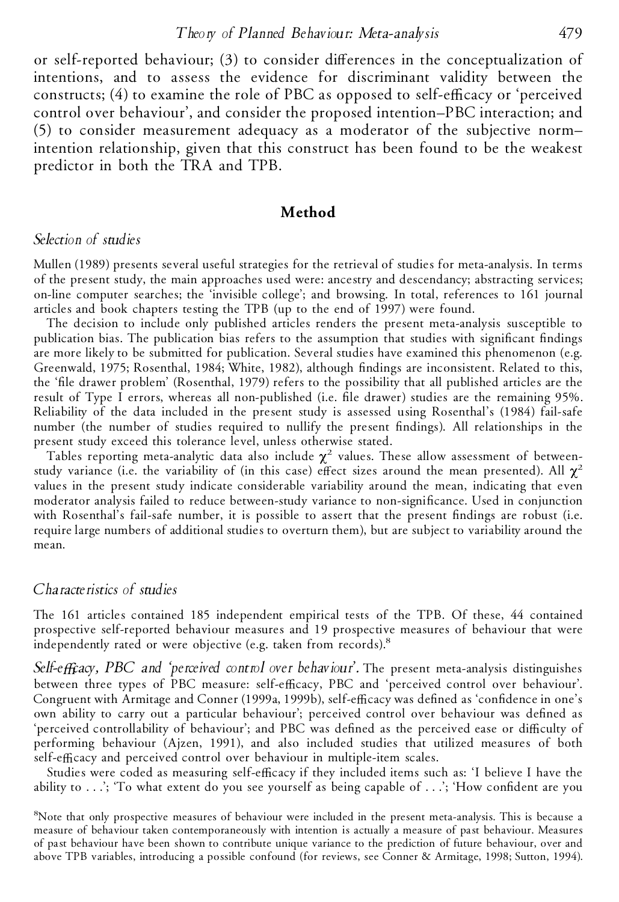or self-reported behaviour; (3) to consider differences in the conceptualization of intentions, and to assess the evidence for discriminant validity between the constructs; (4) to examine the role of PBC as opposed to self-efficacy or 'perceived control over behaviour', and consider the proposed intention–PBC interaction; and (5) to consider measurement adequacy as a moderator of the subjective norm–intention relationship, given that this construct has been found to be the weakest predictor in both the TRA and TPB.

## Method

### *Selection of studies*

Mullen (1989) presents several useful strategies for the retrieval of studies for meta-analysis. In terms of the present study, the main approaches used were: ancestry and descendancy; abstracting services; on-line computer searches; the 'invisible college'; and browsing. In total, references to 161 journal articles and book chapters testing the TPB (up to the end of 1997) were found.

The decision to include only published articles renders the present meta-analysis susceptible to publication bias. The publication bias refers to the assumption that studies with significant findings are more likely to be submitted for publication. Several studies have examined this phenomenon (e.g. Greenwald, 1975; Rosenthal, 1984; White, 1982), although findings are inconsistent. Related to this, the 'file drawer problem' (Rosenthal, 1979) refers to the possibility that all published articles are the result of Type I errors, whereas all non-published (i.e. file drawer) studies are the remaining 95%. Reliability of the data included in the present study is assessed using Rosenthal's (1984) fail-safe number (the number of studies required to nullify the present findings). All relationships in the present study exceed this tolerance level, unless otherwise stated.

Tables reporting meta-analytic data also include $\chi^2$ values. These allow assessment of between-study variance (i.e. the variability of (in this case) effect sizes around the mean presented). All $\chi^2$ values in the present study indicate considerable variability around the mean, indicating that even moderator analysis failed to reduce between-study variance to non-significance. Used in conjunction with Rosenthal's fail-safe number, it is possible to assert that the present findings are robust (i.e. require large numbers of additional studies to overturn them), but are subject to variability around the mean.

### *Characteristics of studies*

The 161 articles contained 185 independent empirical tests of the TPB. Of these, 44 contained prospective self-reported behaviour measures and 19 prospective measures of behaviour that were independently rated or were objective (e.g. taken from records).[8]

*Self-efficacy, PBC and 'perceived control over behaviour'.* The present meta-analysis distinguishes between three types of PBC measure: self-efficacy, PBC and 'perceived control over behaviour'. Congruent with Armitage and Conner (1999a, 1999b), self-efficacy was defined as 'confidence in one's own ability to carry out a particular behaviour'; perceived control over behaviour was defined as 'perceived controllability of behaviour'; and PBC was defined as the perceived ease or difficulty of performing behaviour (Ajzen, 1991), and also included studies that utilized measures of both self-efficacy and perceived control over behaviour in multiple-item scales.

Studies were coded as measuring self-efficacy if they included items such as: 'I believe I have the ability to . . .'; 'To what extent do you see yourself as being capable of . . .'; 'How confident are you

[8]Note that only prospective measures of behaviour were included in the present meta-analysis. This is because a measure of behaviour taken contemporaneously with intention is actually a measure of past behaviour. Measures of past behaviour have been shown to contribute unique variance to the prediction of future behaviour, over and above TPB variables, introducing a possible confound (for reviews, see Conner & Armitage, 1998; Sutton, 1994).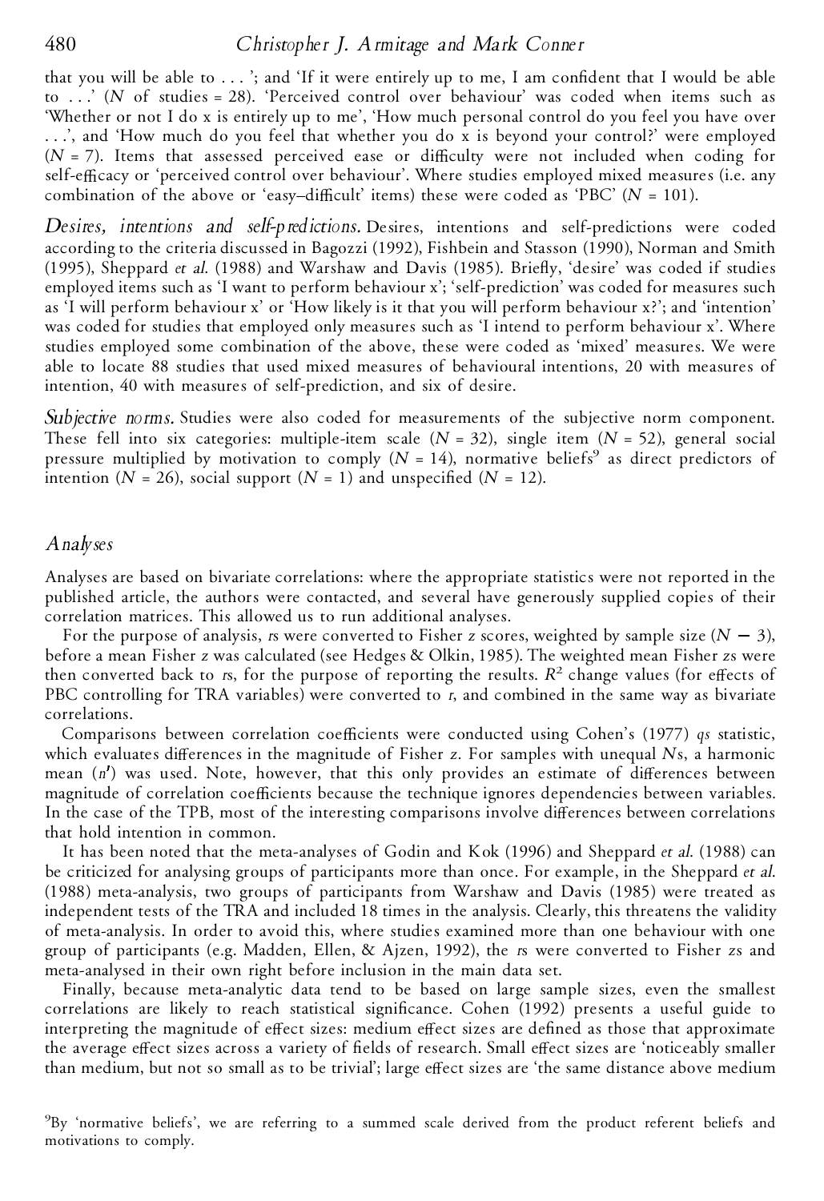that you will be able to . . . '; and 'If it were entirely up to me, I am confident that I would be able to . . .' ($N$ of studies = 28). 'Perceived control over behaviour' was coded when items such as 'Whether or not I do x is entirely up to me', 'How much personal control do you feel you have over . . .', and 'How much do you feel that whether you do x is beyond your control?' were employed ($N$ = 7). Items that assessed perceived ease or difficulty were not included when coding for self-efficacy or 'perceived control over behaviour'. Where studies employed mixed measures (i.e. any combination of the above or 'easy–difficult' items) these were coded as 'PBC' ($N$ = 101).

*Desires, intentions and self-predictions.* Desires, intentions and self-predictions were coded according to the criteria discussed in Bagozzi (1992), Fishbein and Stasson (1990), Norman and Smith (1995), Sheppard *et al.* (1988) and Warshaw and Davis (1985). Briefly, 'desire' was coded if studies employed items such as 'I want to perform behaviour x'; 'self-prediction' was coded for measures such as 'I will perform behaviour x' or 'How likely is it that you will perform behaviour x?'; and 'intention' was coded for studies that employed only measures such as 'I intend to perform behaviour x'. Where studies employed some combination of the above, these were coded as 'mixed' measures. We were able to locate 88 studies that used mixed measures of behavioural intentions, 20 with measures of intention, 40 with measures of self-prediction, and six of desire.

*Subjective norms.* Studies were also coded for measurements of the subjective norm component. These fell into six categories: multiple-item scale ($N$ = 32), single item ($N$ = 52), general social pressure multiplied by motivation to comply ($N$ = 14), normative beliefs[9] as direct predictors of intention ($N$ = 26), social support ($N$ = 1) and unspecified ($N$ = 12).

## *Analyses*

Analyses are based on bivariate correlations: where the appropriate statistics were not reported in the published article, the authors were contacted, and several have generously supplied copies of their correlation matrices. This allowed us to run additional analyses.

For the purpose of analysis, $r$s were converted to Fisher $z$ scores, weighted by sample size ($N - 3$), before a mean Fisher $z$ was calculated (see Hedges & Olkin, 1985). The weighted mean Fisher $z$s were then converted back to $r$s, for the purpose of reporting the results. $R^2$ change values (for effects of PBC controlling for TRA variables) were converted to $r$, and combined in the same way as bivariate correlations.

Comparisons between correlation coefficients were conducted using Cohen's (1977) $qs$ statistic, which evaluates differences in the magnitude of Fisher $z$. For samples with unequal $N$s, a harmonic mean ($n'$) was used. Note, however, that this only provides an estimate of differences between magnitude of correlation coefficients because the technique ignores dependencies between variables. In the case of the TPB, most of the interesting comparisons involve differences between correlations that hold intention in common.

It has been noted that the meta-analyses of Godin and Kok (1996) and Sheppard *et al.* (1988) can be criticized for analysing groups of participants more than once. For example, in the Sheppard *et al.* (1988) meta-analysis, two groups of participants from Warshaw and Davis (1985) were treated as independent tests of the TRA and included 18 times in the analysis. Clearly, this threatens the validity of meta-analysis. In order to avoid this, where studies examined more than one behaviour with one group of participants (e.g. Madden, Ellen, & Ajzen, 1992), the $r$s were converted to Fisher $z$s and meta-analysed in their own right before inclusion in the main data set.

Finally, because meta-analytic data tend to be based on large sample sizes, even the smallest correlations are likely to reach statistical significance. Cohen (1992) presents a useful guide to interpreting the magnitude of effect sizes: medium effect sizes are defined as those that approximate the average effect sizes across a variety of fields of research. Small effect sizes are 'noticeably smaller than medium, but not so small as to be trivial'; large effect sizes are 'the same distance above medium

[9]By 'normative beliefs', we are referring to a summed scale derived from the product referent beliefs and motivations to comply.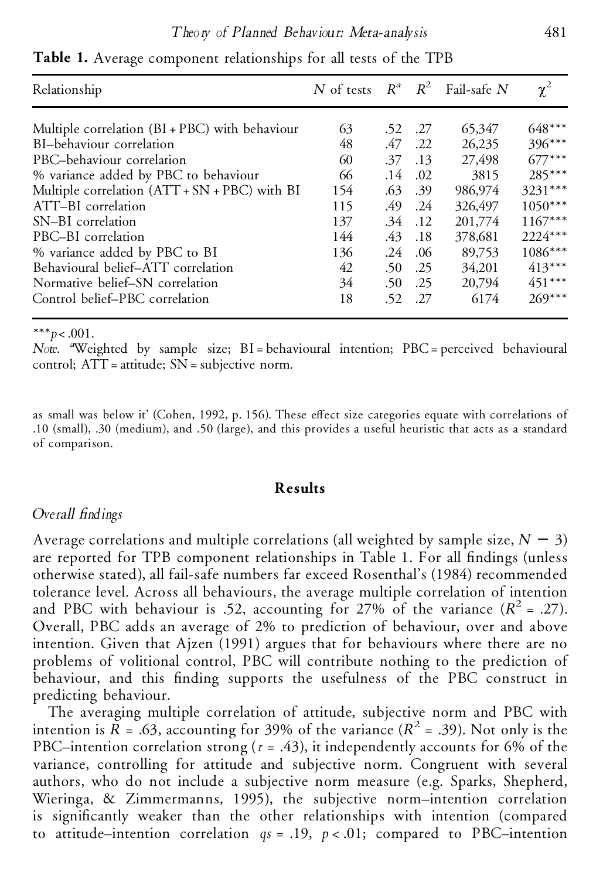**Table 1.** Average component relationships for all tests of the TPB

| Relationship | $N$ of tests | $R^a$ | $R^2$ | Fail-safe $N$ | $\chi^2$ |
|---|---|---|---|---|---|
| Multiple correlation (BI + PBC) with behaviour | 63 | .52 | .27 | 65,347 | 648*** |
| BI–behaviour correlation | 48 | .47 | .22 | 26,235 | 396*** |
| PBC–behaviour correlation | 60 | .37 | .13 | 27,498 | 677*** |
| % variance added by PBC to behaviour | 66 | .14 | .02 | 3815 | 285*** |
| Multiple correlation (ATT + SN + PBC) with BI | 154 | .63 | .39 | 986,974 | 3231*** |
| ATT–BI correlation | 115 | .49 | .24 | 326,497 | 1050*** |
| SN–BI correlation | 137 | .34 | .12 | 201,774 | 1167*** |
| PBC–BI correlation | 144 | .43 | .18 | 378,681 | 2224*** |
| % variance added by PBC to BI | 136 | .24 | .06 | 89,753 | 1086*** |
| Behavioural belief–ATT correlation | 42 | .50 | .25 | 34,201 | 413*** |
| Normative belief–SN correlation | 34 | .50 | .25 | 20,794 | 451*** |
| Control belief–PBC correlation | 18 | .52 | .27 | 6174 | 269*** |

***$p < .001$.
*Note.* [a]Weighted by sample size; BI = behavioural intention; PBC = perceived behavioural control; ATT = attitude; SN = subjective norm.

as small was below it' (Cohen, 1992, p. 156). These effect size categories equate with correlations of .10 (small), .30 (medium), and .50 (large), and this provides a useful heuristic that acts as a standard of comparison.

## Results

### *Overall findings*

Average correlations and multiple correlations (all weighted by sample size, $N - 3$) are reported for TPB component relationships in Table 1. For all findings (unless otherwise stated), all fail-safe numbers far exceed Rosenthal's (1984) recommended tolerance level. Across all behaviours, the average multiple correlation of intention and PBC with behaviour is .52, accounting for 27% of the variance ($R^2 = .27$). Overall, PBC adds an average of 2% to prediction of behaviour, over and above intention. Given that Ajzen (1991) argues that for behaviours where there are no problems of volitional control, PBC will contribute nothing to the prediction of behaviour, and this finding supports the usefulness of the PBC construct in predicting behaviour.

The averaging multiple correlation of attitude, subjective norm and PBC with intention is $R = .63$, accounting for 39% of the variance ($R^2 = .39$). Not only is the PBC–intention correlation strong ($r = .43$), it independently accounts for 6% of the variance, controlling for attitude and subjective norm. Congruent with several authors, who do not include a subjective norm measure (e.g. Sparks, Shepherd, Wieringa, & Zimmermanns, 1995), the subjective norm–intention correlation is significantly weaker than the other relationships with intention (compared to attitude–intention correlation $qs = .19$, $p < .01$; compared to PBC–intention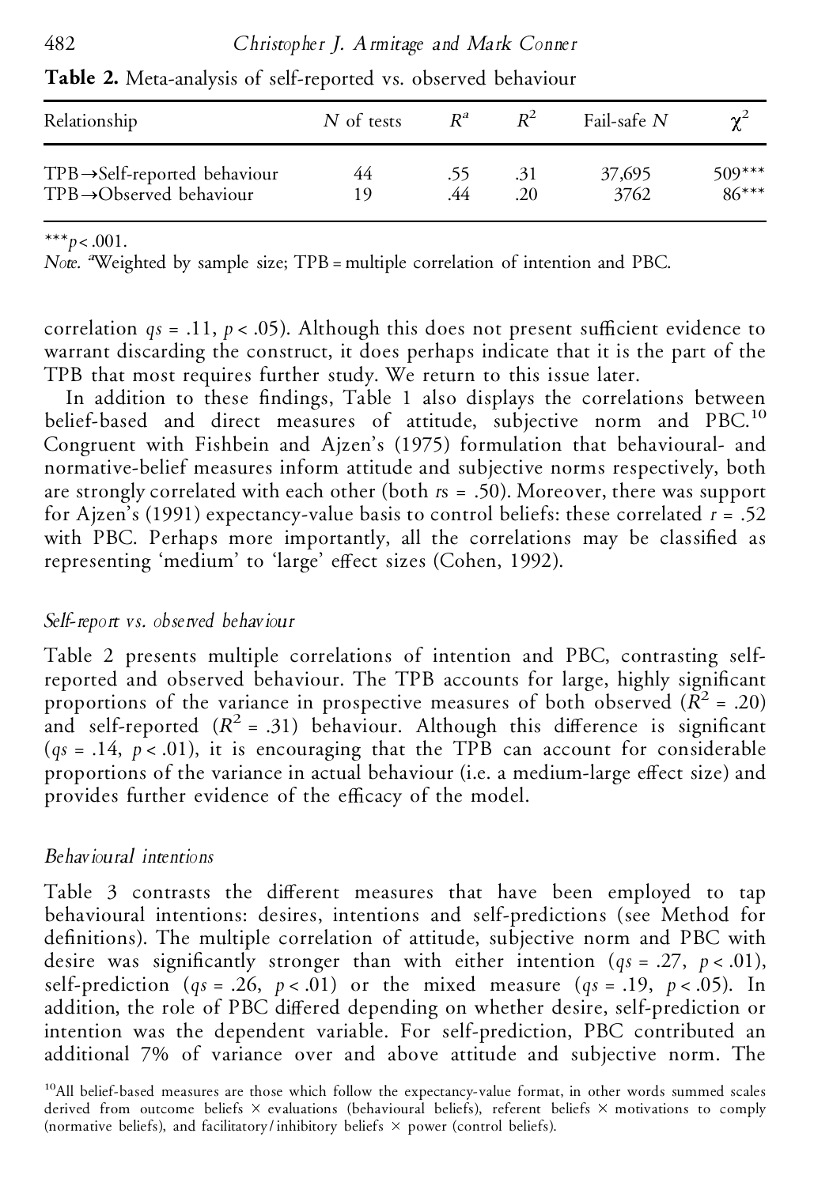**Table 2.** Meta-analysis of self-reported vs. observed behaviour

| Relationship | *N* of tests | $R^a$ | $R^2$ | Fail-safe *N* | $\chi^2$ |
|---|---|---|---|---|---|
| TPB→Self-reported behaviour | 44 | .55 | .31 | 37,695 | 509*** |
| TPB→Observed behaviour | 19 | .44 | .20 | 3762 | 86*** |

***$p < .001$.

*Note.* [a]Weighted by sample size; TPB = multiple correlation of intention and PBC.

correlation $qs = .11$, $p < .05$). Although this does not present sufficient evidence to warrant discarding the construct, it does perhaps indicate that it is the part of the TPB that most requires further study. We return to this issue later.

In addition to these findings, Table 1 also displays the correlations between belief-based and direct measures of attitude, subjective norm and PBC.[10] Congruent with Fishbein and Ajzen's (1975) formulation that behavioural- and normative-belief measures inform attitude and subjective norms respectively, both are strongly correlated with each other (both *r*s = .50). Moreover, there was support for Ajzen's (1991) expectancy-value basis to control beliefs: these correlated $r = .52$ with PBC. Perhaps more importantly, all the correlations may be classified as representing 'medium' to 'large' effect sizes (Cohen, 1992).

### *Self-report vs. observed behaviour*

Table 2 presents multiple correlations of intention and PBC, contrasting self-reported and observed behaviour. The TPB accounts for large, highly significant proportions of the variance in prospective measures of both observed ($R^2 = .20$) and self-reported ($R^2 = .31$) behaviour. Although this difference is significant ($qs = .14$, $p < .01$), it is encouraging that the TPB can account for considerable proportions of the variance in actual behaviour (i.e. a medium-large effect size) and provides further evidence of the efficacy of the model.

### *Behavioural intentions*

Table 3 contrasts the different measures that have been employed to tap behavioural intentions: desires, intentions and self-predictions (see Method for definitions). The multiple correlation of attitude, subjective norm and PBC with desire was significantly stronger than with either intention ($qs = .27$, $p < .01$), self-prediction ($qs = .26$, $p < .01$) or the mixed measure ($qs = .19$, $p < .05$). In addition, the role of PBC differed depending on whether desire, self-prediction or intention was the dependent variable. For self-prediction, PBC contributed an additional 7% of variance over and above attitude and subjective norm. The

[10]All belief-based measures are those which follow the expectancy-value format, in other words summed scales derived from outcome beliefs × evaluations (behavioural beliefs), referent beliefs × motivations to comply (normative beliefs), and facilitatory/inhibitory beliefs × power (control beliefs).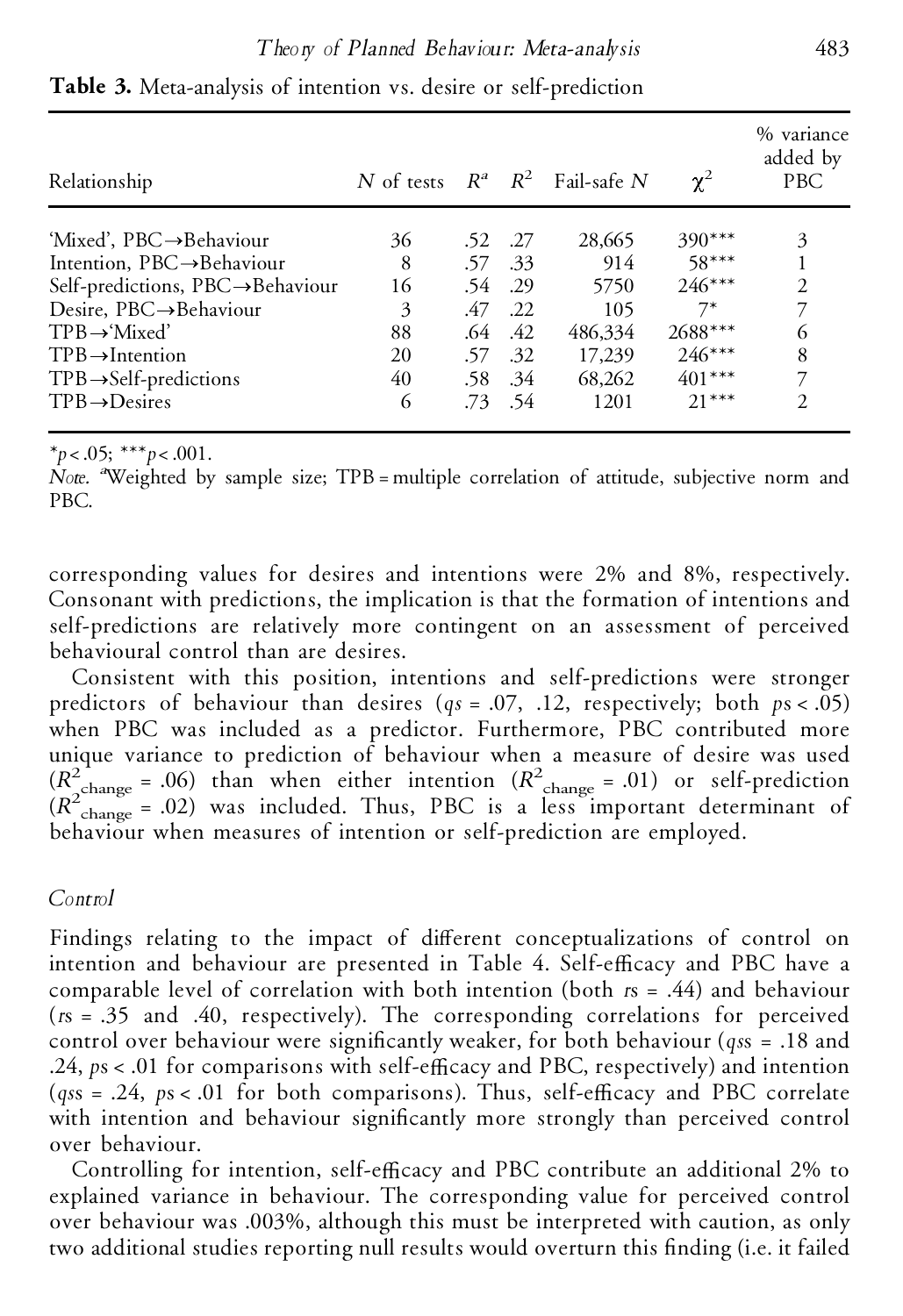**Table 3.** Meta-analysis of intention vs. desire or self-prediction

| Relationship | *N* of tests | $R^a$ | $R^2$ | Fail-safe *N* | $\chi^2$ | % variance added by PBC |
|---|---|---|---|---|---|---|
| 'Mixed', PBC→Behaviour | 36 | .52 | .27 | 28,665 | 390*** | 3 |
| Intention, PBC→Behaviour | 8 | .57 | .33 | 914 | 58*** | 1 |
| Self-predictions, PBC→Behaviour | 16 | .54 | .29 | 5750 | 246*** | 2 |
| Desire, PBC→Behaviour | 3 | .47 | .22 | 105 | 7* | 7 |
| TPB→'Mixed' | 88 | .64 | .42 | 486,334 | 2688*** | 6 |
| TPB→Intention | 20 | .57 | .32 | 17,239 | 246*** | 8 |
| TPB→Self-predictions | 40 | .58 | .34 | 68,262 | 401*** | 7 |
| TPB→Desires | 6 | .73 | .54 | 1201 | 21*** | 2 |

*$p < .05$; ***$p < .001$.

*Note.* [a]Weighted by sample size; TPB = multiple correlation of attitude, subjective norm and PBC.

corresponding values for desires and intentions were 2% and 8%, respectively. Consonant with predictions, the implication is that the formation of intentions and self-predictions are relatively more contingent on an assessment of perceived behavioural control than are desires.

Consistent with this position, intentions and self-predictions were stronger predictors of behaviour than desires (*qs* = .07, .12, respectively; both *ps* < .05) when PBC was included as a predictor. Furthermore, PBC contributed more unique variance to prediction of behaviour when a measure of desire was used ($R^2_{change}$ = .06) than when either intention ($R^2_{change}$ = .01) or self-prediction ($R^2_{change}$ = .02) was included. Thus, PBC is a less important determinant of behaviour when measures of intention or self-prediction are employed.

*Control*

Findings relating to the impact of different conceptualizations of control on intention and behaviour are presented in Table 4. Self-efficacy and PBC have a comparable level of correlation with both intention (both *rs* = .44) and behaviour (*rs* = .35 and .40, respectively). The corresponding correlations for perceived control over behaviour were significantly weaker, for both behaviour (*qss* = .18 and .24, *ps* < .01 for comparisons with self-efficacy and PBC, respectively) and intention (*qss* = .24, *ps* < .01 for both comparisons). Thus, self-efficacy and PBC correlate with intention and behaviour significantly more strongly than perceived control over behaviour.

Controlling for intention, self-efficacy and PBC contribute an additional 2% to explained variance in behaviour. The corresponding value for perceived control over behaviour was .003%, although this must be interpreted with caution, as only two additional studies reporting null results would overturn this finding (i.e. it failed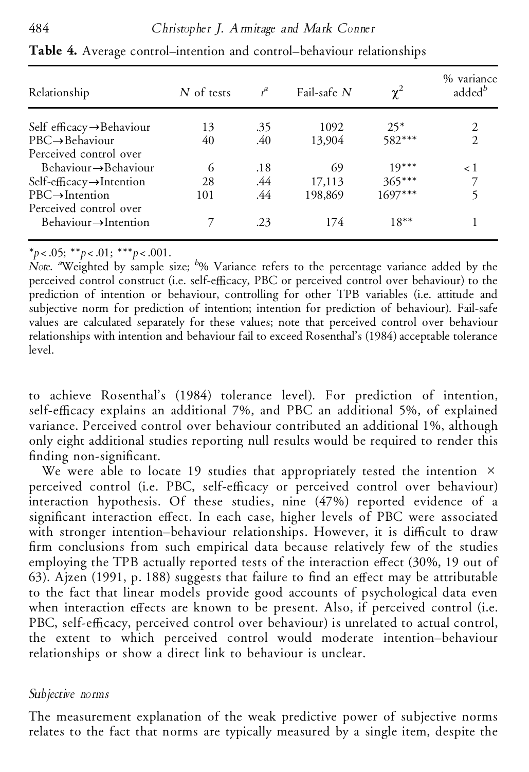**Table 4.** Average control–intention and control–behaviour relationships

| Relationship | $N$ of tests | $r^a$ | Fail-safe $N$ | $\chi^2$ | % variance added$^b$ |
|---|---|---|---|---|---|
| Self efficacy→Behaviour | 13 | .35 | 1092 | 25* | 2 |
| PBC→Behaviour | 40 | .40 | 13,904 | 582*** | 2 |
| Perceived control over Behaviour→Behaviour | 6 | .18 | 69 | 19*** | < 1 |
| Self-efficacy→Intention | 28 | .44 | 17,113 | 365*** | 7 |
| PBC→Intention | 101 | .44 | 198,869 | 1697*** | 5 |
| Perceived control over Behaviour→Intention | 7 | .23 | 174 | 18** | 1 |

*$p < .05$; **$p < .01$; ***$p < .001$.

*Note.* [a]Weighted by sample size; [b]% Variance refers to the percentage variance added by the perceived control construct (i.e. self-efficacy, PBC or perceived control over behaviour) to the prediction of intention or behaviour, controlling for other TPB variables (i.e. attitude and subjective norm for prediction of intention; intention for prediction of behaviour). Fail-safe values are calculated separately for these values; note that perceived control over behaviour relationships with intention and behaviour fail to exceed Rosenthal's (1984) acceptable tolerance level.

to achieve Rosenthal's (1984) tolerance level). For prediction of intention, self-efficacy explains an additional 7%, and PBC an additional 5%, of explained variance. Perceived control over behaviour contributed an additional 1%, although only eight additional studies reporting null results would be required to render this finding non-significant.

We were able to locate 19 studies that appropriately tested the intention × perceived control (i.e. PBC, self-efficacy or perceived control over behaviour) interaction hypothesis. Of these studies, nine (47%) reported evidence of a significant interaction effect. In each case, higher levels of PBC were associated with stronger intention–behaviour relationships. However, it is difficult to draw firm conclusions from such empirical data because relatively few of the studies employing the TPB actually reported tests of the interaction effect (30%, 19 out of 63). Ajzen (1991, p. 188) suggests that failure to find an effect may be attributable to the fact that linear models provide good accounts of psychological data even when interaction effects are known to be present. Also, if perceived control (i.e. PBC, self-efficacy, perceived control over behaviour) is unrelated to actual control, the extent to which perceived control would moderate intention–behaviour relationships or show a direct link to behaviour is unclear.

### *Subjective norms*

The measurement explanation of the weak predictive power of subjective norms relates to the fact that norms are typically measured by a single item, despite the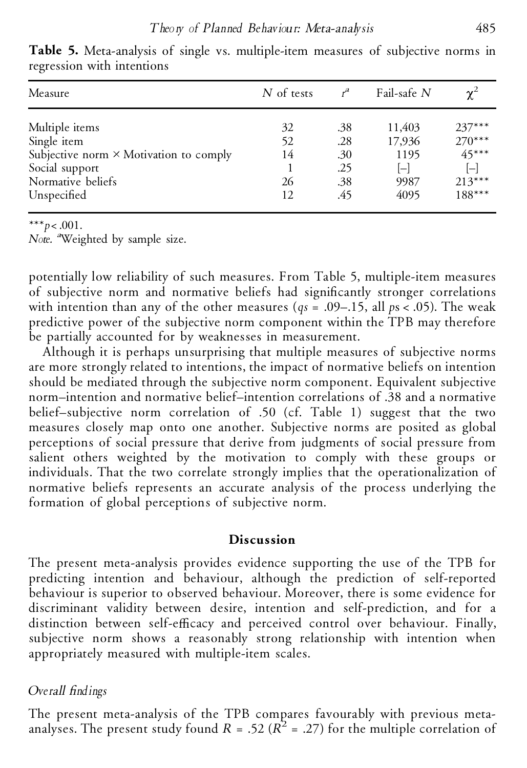**Table 5.** Meta-analysis of single vs. multiple-item measures of subjective norms in regression with intentions

| Measure | *N* of tests | $r^a$ | Fail-safe *N* | $\chi^2$ |
|---|---|---|---|---|
| Multiple items | 32 | .38 | 11,403 | 237*** |
| Single item | 52 | .28 | 17,936 | 270*** |
| Subjective norm × Motivation to comply | 14 | .30 | 1195 | 45*** |
| Social support | 1 | .25 | [–] | [–] |
| Normative beliefs | 26 | .38 | 9987 | 213*** |
| Unspecified | 12 | .45 | 4095 | 188*** |

***$p < .001$.
*Note.* [a]Weighted by sample size.

potentially low reliability of such measures. From Table 5, multiple-item measures of subjective norm and normative beliefs had significantly stronger correlations with intention than any of the other measures ($qs$ = .09–.15, all $ps < .05$). The weak predictive power of the subjective norm component within the TPB may therefore be partially accounted for by weaknesses in measurement.

Although it is perhaps unsurprising that multiple measures of subjective norms are more strongly related to intentions, the impact of normative beliefs on intention should be mediated through the subjective norm component. Equivalent subjective norm–intention and normative belief–intention correlations of .38 and a normative belief–subjective norm correlation of .50 (cf. Table 1) suggest that the two measures closely map onto one another. Subjective norms are posited as global perceptions of social pressure that derive from judgments of social pressure from salient others weighted by the motivation to comply with these groups or individuals. That the two correlate strongly implies that the operationalization of normative beliefs represents an accurate analysis of the process underlying the formation of global perceptions of subjective norm.

## Discussion

The present meta-analysis provides evidence supporting the use of the TPB for predicting intention and behaviour, although the prediction of self-reported behaviour is superior to observed behaviour. Moreover, there is some evidence for discriminant validity between desire, intention and self-prediction, and for a distinction between self-efficacy and perceived control over behaviour. Finally, subjective norm shows a reasonably strong relationship with intention when appropriately measured with multiple-item scales.

### *Overall findings*

The present meta-analysis of the TPB compares favourably with previous meta-analyses. The present study found $R = .52$ ($R^2 = .27$) for the multiple correlation of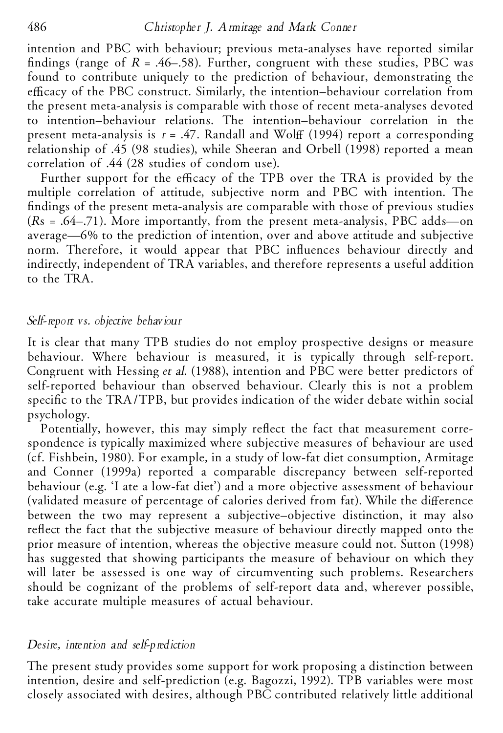intention and PBC with behaviour; previous meta-analyses have reported similar findings (range of $R = .46–.58$). Further, congruent with these studies, PBC was found to contribute uniquely to the prediction of behaviour, demonstrating the efficacy of the PBC construct. Similarly, the intention–behaviour correlation from the present meta-analysis is comparable with those of recent meta-analyses devoted to intention–behaviour relations. The intention–behaviour correlation in the present meta-analysis is $r = .47$. Randall and Wolff (1994) report a corresponding relationship of .45 (98 studies), while Sheeran and Orbell (1998) reported a mean correlation of .44 (28 studies of condom use).

Further support for the efficacy of the TPB over the TRA is provided by the multiple correlation of attitude, subjective norm and PBC with intention. The findings of the present meta-analysis are comparable with those of previous studies ($Rs = .64–.71$). More importantly, from the present meta-analysis, PBC adds—on average—6% to the prediction of intention, over and above attitude and subjective norm. Therefore, it would appear that PBC influences behaviour directly and indirectly, independent of TRA variables, and therefore represents a useful addition to the TRA.

### *Self-report vs. objective behaviour*

It is clear that many TPB studies do not employ prospective designs or measure behaviour. Where behaviour is measured, it is typically through self-report. Congruent with Hessing *et al.* (1988), intention and PBC were better predictors of self-reported behaviour than observed behaviour. Clearly this is not a problem specific to the TRA/TPB, but provides indication of the wider debate within social psychology.

Potentially, however, this may simply reflect the fact that measurement correspondence is typically maximized where subjective measures of behaviour are used (cf. Fishbein, 1980). For example, in a study of low-fat diet consumption, Armitage and Conner (1999a) reported a comparable discrepancy between self-reported behaviour (e.g. 'I ate a low-fat diet') and a more objective assessment of behaviour (validated measure of percentage of calories derived from fat). While the difference between the two may represent a subjective–objective distinction, it may also reflect the fact that the subjective measure of behaviour directly mapped onto the prior measure of intention, whereas the objective measure could not. Sutton (1998) has suggested that showing participants the measure of behaviour on which they will later be assessed is one way of circumventing such problems. Researchers should be cognizant of the problems of self-report data and, wherever possible, take accurate multiple measures of actual behaviour.

### *Desire, intention and self-prediction*

The present study provides some support for work proposing a distinction between intention, desire and self-prediction (e.g. Bagozzi, 1992). TPB variables were most closely associated with desires, although PBC contributed relatively little additional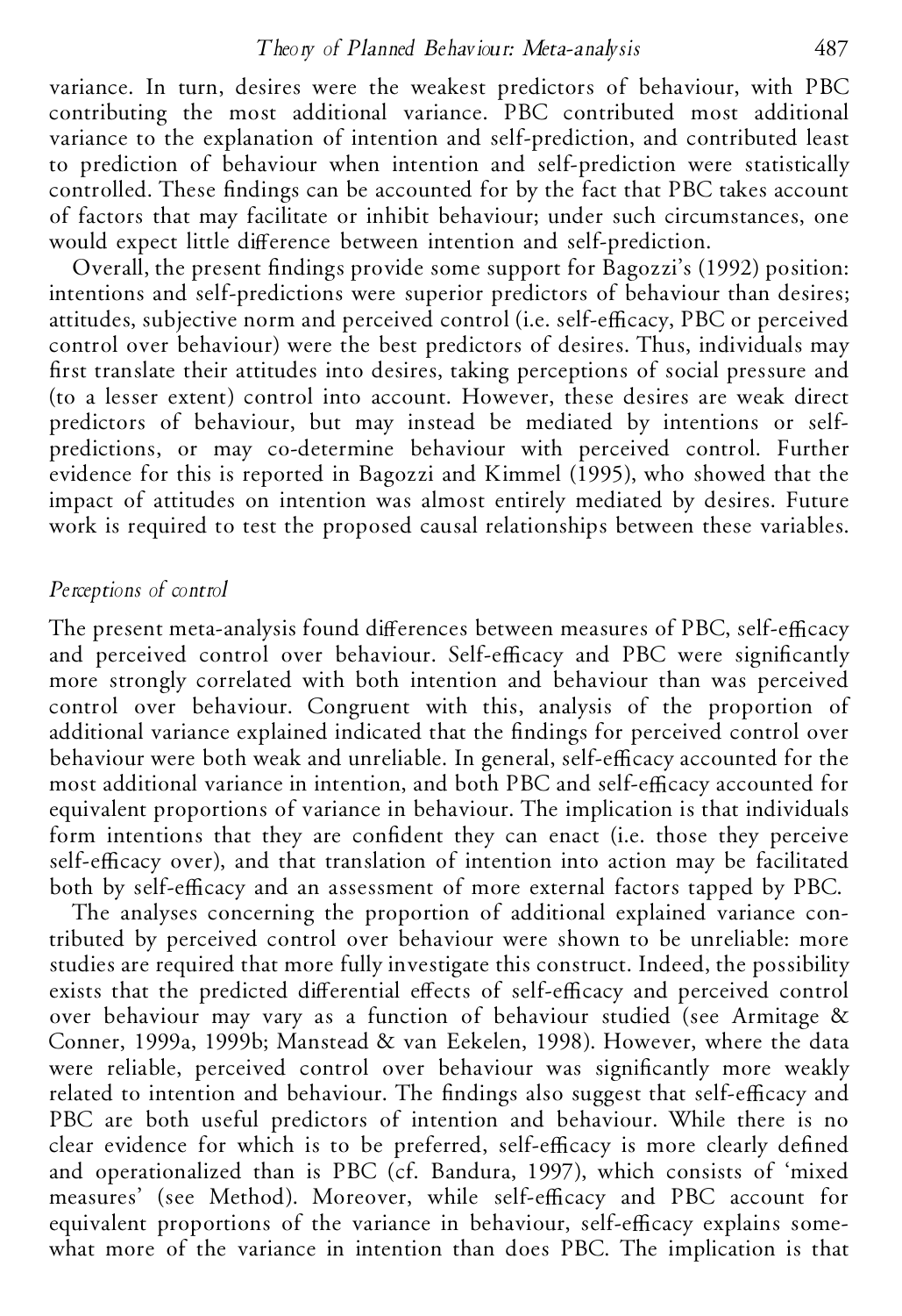variance. In turn, desires were the weakest predictors of behaviour, with PBC contributing the most additional variance. PBC contributed most additional variance to the explanation of intention and self-prediction, and contributed least to prediction of behaviour when intention and self-prediction were statistically controlled. These findings can be accounted for by the fact that PBC takes account of factors that may facilitate or inhibit behaviour; under such circumstances, one would expect little difference between intention and self-prediction.

Overall, the present findings provide some support for Bagozzi's (1992) position: intentions and self-predictions were superior predictors of behaviour than desires; attitudes, subjective norm and perceived control (i.e. self-efficacy, PBC or perceived control over behaviour) were the best predictors of desires. Thus, individuals may first translate their attitudes into desires, taking perceptions of social pressure and (to a lesser extent) control into account. However, these desires are weak direct predictors of behaviour, but may instead be mediated by intentions or self-predictions, or may co-determine behaviour with perceived control. Further evidence for this is reported in Bagozzi and Kimmel (1995), who showed that the impact of attitudes on intention was almost entirely mediated by desires. Future work is required to test the proposed causal relationships between these variables.

### *Perceptions of control*

The present meta-analysis found differences between measures of PBC, self-efficacy and perceived control over behaviour. Self-efficacy and PBC were significantly more strongly correlated with both intention and behaviour than was perceived control over behaviour. Congruent with this, analysis of the proportion of additional variance explained indicated that the findings for perceived control over behaviour were both weak and unreliable. In general, self-efficacy accounted for the most additional variance in intention, and both PBC and self-efficacy accounted for equivalent proportions of variance in behaviour. The implication is that individuals form intentions that they are confident they can enact (i.e. those they perceive self-efficacy over), and that translation of intention into action may be facilitated both by self-efficacy and an assessment of more external factors tapped by PBC.

The analyses concerning the proportion of additional explained variance contributed by perceived control over behaviour were shown to be unreliable: more studies are required that more fully investigate this construct. Indeed, the possibility exists that the predicted differential effects of self-efficacy and perceived control over behaviour may vary as a function of behaviour studied (see Armitage & Conner, 1999a, 1999b; Manstead & van Eekelen, 1998). However, where the data were reliable, perceived control over behaviour was significantly more weakly related to intention and behaviour. The findings also suggest that self-efficacy and PBC are both useful predictors of intention and behaviour. While there is no clear evidence for which is to be preferred, self-efficacy is more clearly defined and operationalized than is PBC (cf. Bandura, 1997), which consists of 'mixed measures' (see Method). Moreover, while self-efficacy and PBC account for equivalent proportions of the variance in behaviour, self-efficacy explains somewhat more of the variance in intention than does PBC. The implication is that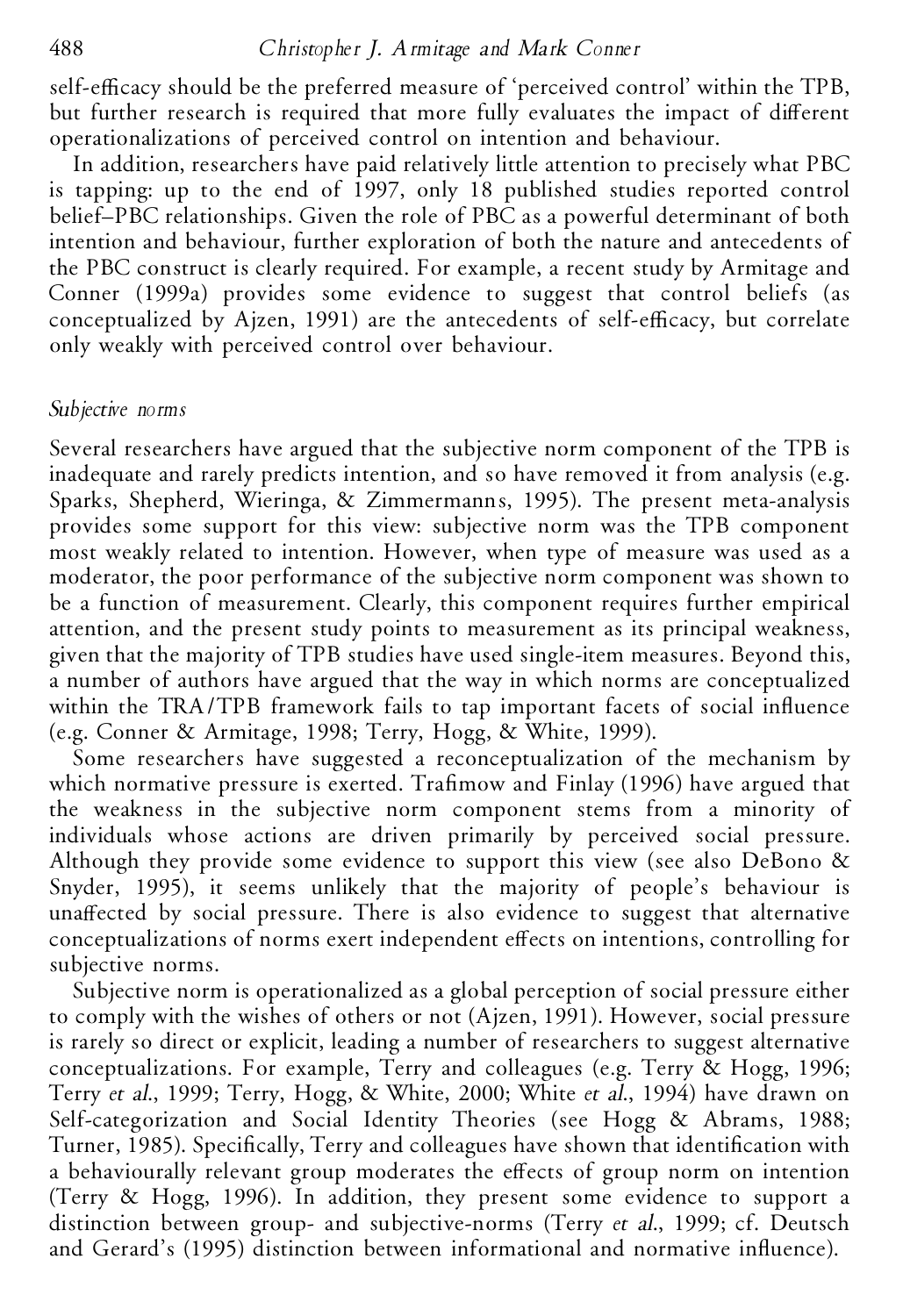self-efficacy should be the preferred measure of 'perceived control' within the TPB, but further research is required that more fully evaluates the impact of different operationalizations of perceived control on intention and behaviour.

In addition, researchers have paid relatively little attention to precisely what PBC is tapping: up to the end of 1997, only 18 published studies reported control belief–PBC relationships. Given the role of PBC as a powerful determinant of both intention and behaviour, further exploration of both the nature and antecedents of the PBC construct is clearly required. For example, a recent study by Armitage and Conner (1999a) provides some evidence to suggest that control beliefs (as conceptualized by Ajzen, 1991) are the antecedents of self-efficacy, but correlate only weakly with perceived control over behaviour.

### *Subjective norms*

Several researchers have argued that the subjective norm component of the TPB is inadequate and rarely predicts intention, and so have removed it from analysis (e.g. Sparks, Shepherd, Wieringa, & Zimmermanns, 1995). The present meta-analysis provides some support for this view: subjective norm was the TPB component most weakly related to intention. However, when type of measure was used as a moderator, the poor performance of the subjective norm component was shown to be a function of measurement. Clearly, this component requires further empirical attention, and the present study points to measurement as its principal weakness, given that the majority of TPB studies have used single-item measures. Beyond this, a number of authors have argued that the way in which norms are conceptualized within the TRA/TPB framework fails to tap important facets of social influence (e.g. Conner & Armitage, 1998; Terry, Hogg, & White, 1999).

Some researchers have suggested a reconceptualization of the mechanism by which normative pressure is exerted. Trafimow and Finlay (1996) have argued that the weakness in the subjective norm component stems from a minority of individuals whose actions are driven primarily by perceived social pressure. Although they provide some evidence to support this view (see also DeBono & Snyder, 1995), it seems unlikely that the majority of people's behaviour is unaffected by social pressure. There is also evidence to suggest that alternative conceptualizations of norms exert independent effects on intentions, controlling for subjective norms.

Subjective norm is operationalized as a global perception of social pressure either to comply with the wishes of others or not (Ajzen, 1991). However, social pressure is rarely so direct or explicit, leading a number of researchers to suggest alternative conceptualizations. For example, Terry and colleagues (e.g. Terry & Hogg, 1996; Terry *et al.*, 1999; Terry, Hogg, & White, 2000; White *et al.*, 1994) have drawn on Self-categorization and Social Identity Theories (see Hogg & Abrams, 1988; Turner, 1985). Specifically, Terry and colleagues have shown that identification with a behaviourally relevant group moderates the effects of group norm on intention (Terry & Hogg, 1996). In addition, they present some evidence to support a distinction between group- and subjective-norms (Terry *et al.*, 1999; cf. Deutsch and Gerard's (1995) distinction between informational and normative influence).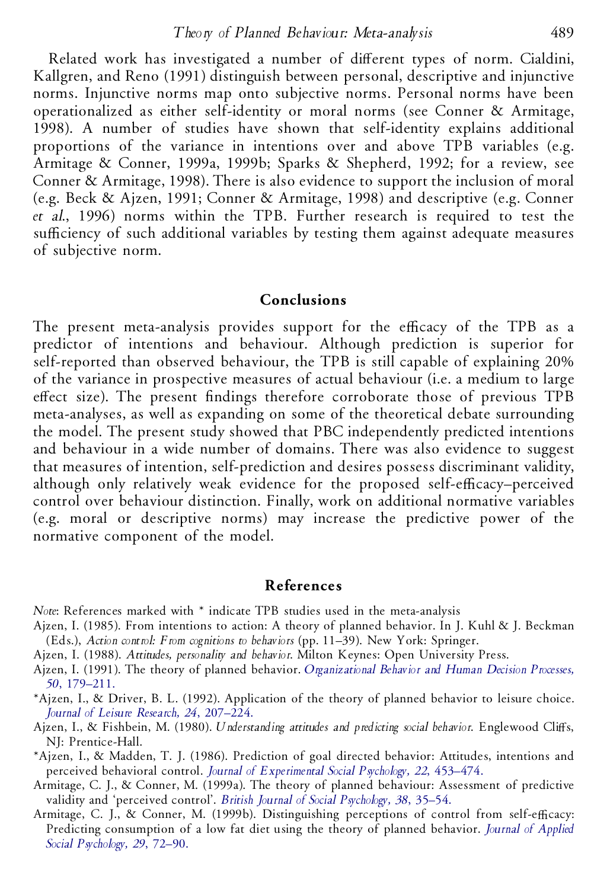Related work has investigated a number of different types of norm. Cialdini, Kallgren, and Reno (1991) distinguish between personal, descriptive and injunctive norms. Injunctive norms map onto subjective norms. Personal norms have been operationalized as either self-identity or moral norms (see Conner & Armitage, 1998). A number of studies have shown that self-identity explains additional proportions of the variance in intentions over and above TPB variables (e.g. Armitage & Conner, 1999a, 1999b; Sparks & Shepherd, 1992; for a review, see Conner & Armitage, 1998). There is also evidence to support the inclusion of moral (e.g. Beck & Ajzen, 1991; Conner & Armitage, 1998) and descriptive (e.g. Conner *et al.*, 1996) norms within the TPB. Further research is required to test the sufficiency of such additional variables by testing them against adequate measures of subjective norm.

## Conclusions

The present meta-analysis provides support for the efficacy of the TPB as a predictor of intentions and behaviour. Although prediction is superior for self-reported than observed behaviour, the TPB is still capable of explaining 20% of the variance in prospective measures of actual behaviour (i.e. a medium to large effect size). The present findings therefore corroborate those of previous TPB meta-analyses, as well as expanding on some of the theoretical debate surrounding the model. The present study showed that PBC independently predicted intentions and behaviour in a wide number of domains. There was also evidence to suggest that measures of intention, self-prediction and desires possess discriminant validity, although only relatively weak evidence for the proposed self-efficacy–perceived control over behaviour distinction. Finally, work on additional normative variables (e.g. moral or descriptive norms) may increase the predictive power of the normative component of the model.

## References

*Note*: References marked with * indicate TPB studies used in the meta-analysis

Ajzen, I. (1985). From intentions to action: A theory of planned behavior. In J. Kuhl & J. Beckman (Eds.), *Action control: From cognitions to behaviors* (pp. 11–39). New York: Springer.

Ajzen, I. (1988). *Attitudes, personality and behavior*. Milton Keynes: Open University Press.

Ajzen, I. (1991). The theory of planned behavior. *Organizational Behavior and Human Decision Processes, 50*, 179–211.

*Ajzen, I., & Driver, B. L. (1992). Application of the theory of planned behavior to leisure choice. *Journal of Leisure Research, 24*, 207–224.

Ajzen, I., & Fishbein, M. (1980). *Understanding attitudes and predicting social behavior*. Englewood Cliffs, NJ: Prentice-Hall.

*Ajzen, I., & Madden, T. J. (1986). Prediction of goal directed behavior: Attitudes, intentions and perceived behavioral control. *Journal of Experimental Social Psychology, 22*, 453–474.

Armitage, C. J., & Conner, M. (1999a). The theory of planned behaviour: Assessment of predictive validity and 'perceived control'. *British Journal of Social Psychology, 38*, 35–54.

Armitage, C. J., & Conner, M. (1999b). Distinguishing perceptions of control from self-efficacy: Predicting consumption of a low fat diet using the theory of planned behavior. *Journal of Applied Social Psychology, 29*, 72–90.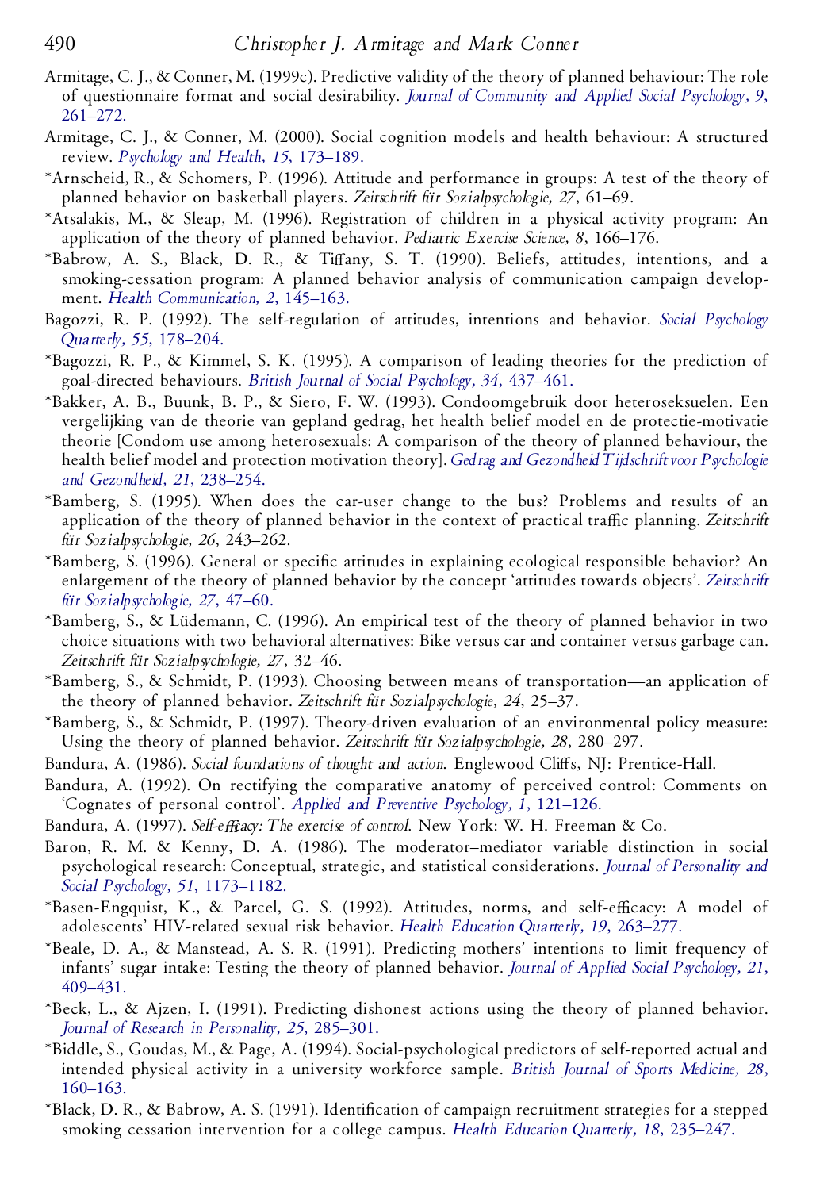Armitage, C. J., & Conner, M. (1999c). Predictive validity of the theory of planned behaviour: The role of questionnaire format and social desirability. *Journal of Community and Applied Social Psychology, 9*, 261–272.

Armitage, C. J., & Conner, M. (2000). Social cognition models and health behaviour: A structured review. *Psychology and Health, 15*, 173–189.

*Arnscheid, R., & Schomers, P. (1996). Attitude and performance in groups: A test of the theory of planned behavior on basketball players. *Zeitschrift für Sozialpsychologie, 27*, 61–69.

*Atsalakis, M., & Sleap, M. (1996). Registration of children in a physical activity program: An application of the theory of planned behavior. *Pediatric Exercise Science, 8*, 166–176.

*Babrow, A. S., Black, D. R., & Tiffany, S. T. (1990). Beliefs, attitudes, intentions, and a smoking-cessation program: A planned behavior analysis of communication campaign development. *Health Communication, 2*, 145–163.

Bagozzi, R. P. (1992). The self-regulation of attitudes, intentions and behavior. *Social Psychology Quarterly, 55*, 178–204.

*Bagozzi, R. P., & Kimmel, S. K. (1995). A comparison of leading theories for the prediction of goal-directed behaviours. *British Journal of Social Psychology, 34*, 437–461.

*Bakker, A. B., Buunk, B. P., & Siero, F. W. (1993). Condoomgebruik door heteroseksuelen. Een vergelijking van de theorie van gepland gedrag, het health belief model en de protectie-motivatie theorie [Condom use among heterosexuals: A comparison of the theory of planned behaviour, the health belief model and protection motivation theory]. *Gedrag and Gezondheid Tijdschrift voor Psychologie and Gezondheid, 21*, 238–254.

*Bamberg, S. (1995). When does the car-user change to the bus? Problems and results of an application of the theory of planned behavior in the context of practical traffic planning. *Zeitschrift für Sozialpsychologie, 26*, 243–262.

*Bamberg, S. (1996). General or specific attitudes in explaining ecological responsible behavior? An enlargement of the theory of planned behavior by the concept 'attitudes towards objects'. *Zeitschrift für Sozialpsychologie, 27*, 47–60.

*Bamberg, S., & Lüdemann, C. (1996). An empirical test of the theory of planned behavior in two choice situations with two behavioral alternatives: Bike versus car and container versus garbage can. *Zeitschrift für Sozialpsychologie, 27*, 32–46.

*Bamberg, S., & Schmidt, P. (1993). Choosing between means of transportation—an application of the theory of planned behavior. *Zeitschrift für Sozialpsychologie, 24*, 25–37.

*Bamberg, S., & Schmidt, P. (1997). Theory-driven evaluation of an environmental policy measure: Using the theory of planned behavior. *Zeitschrift für Sozialpsychologie, 28*, 280–297.

Bandura, A. (1986). *Social foundations of thought and action*. Englewood Cliffs, NJ: Prentice-Hall.

Bandura, A. (1992). On rectifying the comparative anatomy of perceived control: Comments on 'Cognates of personal control'. *Applied and Preventive Psychology, 1*, 121–126.

Bandura, A. (1997). *Self-efficacy: The exercise of control*. New York: W. H. Freeman & Co.

Baron, R. M. & Kenny, D. A. (1986). The moderator–mediator variable distinction in social psychological research: Conceptual, strategic, and statistical considerations. *Journal of Personality and Social Psychology, 51*, 1173–1182.

*Basen-Engquist, K., & Parcel, G. S. (1992). Attitudes, norms, and self-efficacy: A model of adolescents' HIV-related sexual risk behavior. *Health Education Quarterly, 19*, 263–277.

*Beale, D. A., & Manstead, A. S. R. (1991). Predicting mothers' intentions to limit frequency of infants' sugar intake: Testing the theory of planned behavior. *Journal of Applied Social Psychology, 21*, 409–431.

*Beck, L., & Ajzen, I. (1991). Predicting dishonest actions using the theory of planned behavior. *Journal of Research in Personality, 25*, 285–301.

*Biddle, S., Goudas, M., & Page, A. (1994). Social-psychological predictors of self-reported actual and intended physical activity in a university workforce sample. *British Journal of Sports Medicine, 28*, 160–163.

*Black, D. R., & Babrow, A. S. (1991). Identification of campaign recruitment strategies for a stepped smoking cessation intervention for a college campus. *Health Education Quarterly, 18*, 235–247.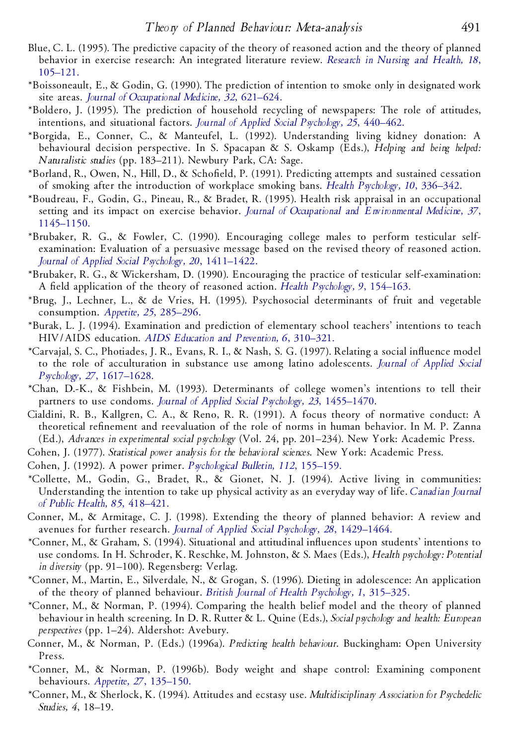Blue, C. L. (1995). The predictive capacity of the theory of reasoned action and the theory of planned behavior in exercise research: An integrated literature review. *Research in Nursing and Health, 18*, 105–121.

*Boissoneault, E., & Godin, G. (1990). The prediction of intention to smoke only in designated work site areas. *Journal of Occupational Medicine, 32*, 621–624.

*Boldero, J. (1995). The prediction of household recycling of newspapers: The role of attitudes, intentions, and situational factors. *Journal of Applied Social Psychology, 25*, 440–462.

*Borgida, E., Conner, C., & Manteufel, L. (1992). Understanding living kidney donation: A behavioural decision perspective. In S. Spacapan & S. Oskamp (Eds.), *Helping and being helped: Naturalistic studies* (pp. 183–211). Newbury Park, CA: Sage.

*Borland, R., Owen, N., Hill, D., & Schofield, P. (1991). Predicting attempts and sustained cessation of smoking after the introduction of workplace smoking bans. *Health Psychology, 10*, 336–342.

*Boudreau, F., Godin, G., Pineau, R., & Bradet, R. (1995). Health risk appraisal in an occupational setting and its impact on exercise behavior. *Journal of Occupational and Environmental Medicine, 37*, 1145–1150.

*Brubaker, R. G., & Fowler, C. (1990). Encouraging college males to perform testicular self-examination: Evaluation of a persuasive message based on the revised theory of reasoned action. *Journal of Applied Social Psychology, 20*, 1411–1422.

*Brubaker, R. G., & Wickersham, D. (1990). Encouraging the practice of testicular self-examination: A field application of the theory of reasoned action. *Health Psychology, 9*, 154–163.

*Brug, J., Lechner, L., & de Vries, H. (1995). Psychosocial determinants of fruit and vegetable consumption. *Appetite, 25*, 285–296.

*Burak, L. J. (1994). Examination and prediction of elementary school teachers' intentions to teach HIV/AIDS education. *AIDS Education and Prevention, 6*, 310–321.

*Carvajal, S. C., Photiades, J. R., Evans, R. I., & Nash, S. G. (1997). Relating a social influence model to the role of acculturation in substance use among latino adolescents. *Journal of Applied Social Psychology, 27*, 1617–1628.

*Chan, D.-K., & Fishbein, M. (1993). Determinants of college women's intentions to tell their partners to use condoms. *Journal of Applied Social Psychology, 23*, 1455–1470.

Cialdini, R. B., Kallgren, C. A., & Reno, R. R. (1991). A focus theory of normative conduct: A theoretical refinement and reevaluation of the role of norms in human behavior. In M. P. Zanna (Ed.), *Advances in experimental social psychology* (Vol. 24, pp. 201–234). New York: Academic Press.

Cohen, J. (1977). *Statistical power analysis for the behavioral sciences*. New York: Academic Press.

Cohen, J. (1992). A power primer. *Psychological Bulletin, 112*, 155–159.

*Collette, M., Godin, G., Bradet, R., & Gionet, N. J. (1994). Active living in communities: Understanding the intention to take up physical activity as an everyday way of life. *Canadian Journal of Public Health, 85*, 418–421.

Conner, M., & Armitage, C. J. (1998). Extending the theory of planned behavior: A review and avenues for further research. *Journal of Applied Social Psychology, 28*, 1429–1464.

*Conner, M., & Graham, S. (1994). Situational and attitudinal influences upon students' intentions to use condoms. In H. Schroder, K. Reschke, M. Johnston, & S. Maes (Eds.), *Health psychology: Potential in diversity* (pp. 91–100). Regensberg: Verlag.

*Conner, M., Martin, E., Silverdale, N., & Grogan, S. (1996). Dieting in adolescence: An application of the theory of planned behaviour. *British Journal of Health Psychology, 1*, 315–325.

*Conner, M., & Norman, P. (1994). Comparing the health belief model and the theory of planned behaviour in health screening. In D. R. Rutter & L. Quine (Eds.), *Social psychology and health: European perspectives* (pp. 1–24). Aldershot: Avebury.

Conner, M., & Norman, P. (Eds.) (1996a). *Predicting health behaviour*. Buckingham: Open University Press.

*Conner, M., & Norman, P. (1996b). Body weight and shape control: Examining component behaviours. *Appetite, 27*, 135–150.

*Conner, M., & Sherlock, K. (1994). Attitudes and ecstasy use. *Multidisciplinary Association for Psychedelic Studies, 4*, 18–19.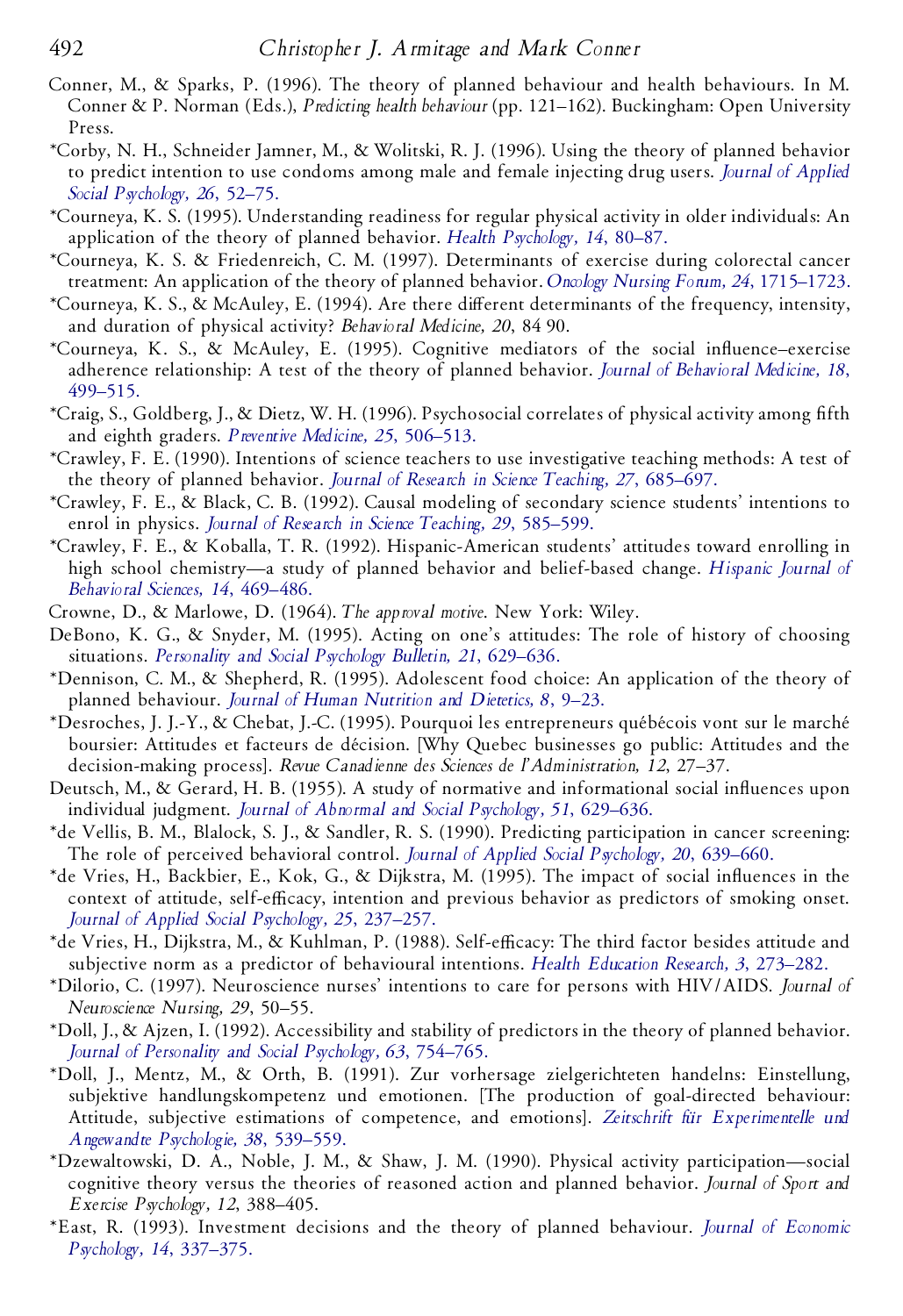Conner, M., & Sparks, P. (1996). The theory of planned behaviour and health behaviours. In M. Conner & P. Norman (Eds.), *Predicting health behaviour* (pp. 121–162). Buckingham: Open University Press.

*Corby, N. H., Schneider Jamner, M., & Wolitski, R. J. (1996). Using the theory of planned behavior to predict intention to use condoms among male and female injecting drug users. *Journal of Applied Social Psychology, 26*, 52–75.

*Courneya, K. S. (1995). Understanding readiness for regular physical activity in older individuals: An application of the theory of planned behavior. *Health Psychology, 14*, 80–87.

*Courneya, K. S. & Friedenreich, C. M. (1997). Determinants of exercise during colorectal cancer treatment: An application of the theory of planned behavior. *Oncology Nursing Forum, 24*, 1715–1723.

*Courneya, K. S., & McAuley, E. (1994). Are there different determinants of the frequency, intensity, and duration of physical activity? *Behavioral Medicine, 20*, 84 90.

*Courneya, K. S., & McAuley, E. (1995). Cognitive mediators of the social influence–exercise adherence relationship: A test of the theory of planned behavior. *Journal of Behavioral Medicine, 18*, 499–515.

*Craig, S., Goldberg, J., & Dietz, W. H. (1996). Psychosocial correlates of physical activity among fifth and eighth graders. *Preventive Medicine, 25*, 506–513.

*Crawley, F. E. (1990). Intentions of science teachers to use investigative teaching methods: A test of the theory of planned behavior. *Journal of Research in Science Teaching, 27*, 685–697.

*Crawley, F. E., & Black, C. B. (1992). Causal modeling of secondary science students' intentions to enrol in physics. *Journal of Research in Science Teaching, 29*, 585–599.

*Crawley, F. E., & Koballa, T. R. (1992). Hispanic-American students' attitudes toward enrolling in high school chemistry—a study of planned behavior and belief-based change. *Hispanic Journal of Behavioral Sciences, 14*, 469–486.

Crowne, D., & Marlowe, D. (1964). *The approval motive*. New York: Wiley.

DeBono, K. G., & Snyder, M. (1995). Acting on one's attitudes: The role of history of choosing situations. *Personality and Social Psychology Bulletin, 21*, 629–636.

*Dennison, C. M., & Shepherd, R. (1995). Adolescent food choice: An application of the theory of planned behaviour. *Journal of Human Nutrition and Dietetics, 8*, 9–23.

*Desroches, J. J.-Y., & Chebat, J.-C. (1995). Pourquoi les entrepreneurs québécois vont sur le marché boursier: Attitudes et facteurs de décision. [Why Quebec businesses go public: Attitudes and the decision-making process]. *Revue Canadienne des Sciences de l'Administration, 12*, 27–37.

Deutsch, M., & Gerard, H. B. (1955). A study of normative and informational social influences upon individual judgment. *Journal of Abnormal and Social Psychology, 51*, 629–636.

*de Vellis, B. M., Blalock, S. J., & Sandler, R. S. (1990). Predicting participation in cancer screening: The role of perceived behavioral control. *Journal of Applied Social Psychology, 20*, 639–660.

*de Vries, H., Backbier, E., Kok, G., & Dijkstra, M. (1995). The impact of social influences in the context of attitude, self-efficacy, intention and previous behavior as predictors of smoking onset. *Journal of Applied Social Psychology, 25*, 237–257.

*de Vries, H., Dijkstra, M., & Kuhlman, P. (1988). Self-efficacy: The third factor besides attitude and subjective norm as a predictor of behavioural intentions. *Health Education Research, 3*, 273–282.

*Dilorio, C. (1997). Neuroscience nurses' intentions to care for persons with HIV/AIDS. *Journal of Neuroscience Nursing, 29*, 50–55.

*Doll, J., & Ajzen, I. (1992). Accessibility and stability of predictors in the theory of planned behavior. *Journal of Personality and Social Psychology, 63*, 754–765.

*Doll, J., Mentz, M., & Orth, B. (1991). Zur vorhersage zielgerichteten handelns: Einstellung, subjektive handlungskompetenz und emotionen. [The production of goal-directed behaviour: Attitude, subjective estimations of competence, and emotions]. *Zeitschrift für Experimentelle und Angewandte Psychologie, 38*, 539–559.

*Dzewaltowski, D. A., Noble, J. M., & Shaw, J. M. (1990). Physical activity participation—social cognitive theory versus the theories of reasoned action and planned behavior. *Journal of Sport and Exercise Psychology, 12*, 388–405.

*East, R. (1993). Investment decisions and the theory of planned behaviour. *Journal of Economic Psychology, 14*, 337–375.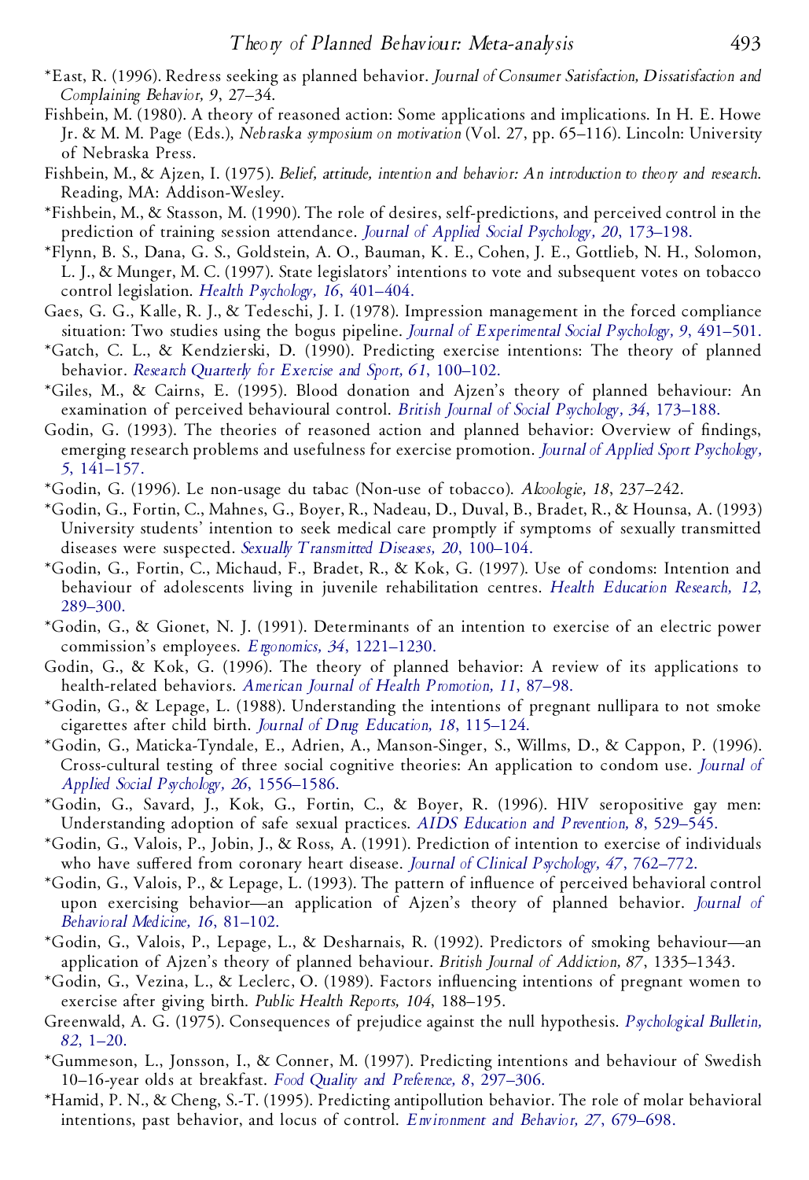*East, R. (1996). Redress seeking as planned behavior. *Journal of Consumer Satisfaction, Dissatisfaction and Complaining Behavior, 9*, 27–34.

Fishbein, M. (1980). A theory of reasoned action: Some applications and implications. In H. E. Howe Jr. & M. M. Page (Eds.), *Nebraska symposium on motivation* (Vol. 27, pp. 65–116). Lincoln: University of Nebraska Press.

Fishbein, M., & Ajzen, I. (1975). *Belief, attitude, intention and behavior: An introduction to theory and research*. Reading, MA: Addison-Wesley.

*Fishbein, M., & Stasson, M. (1990). The role of desires, self-predictions, and perceived control in the prediction of training session attendance. *Journal of Applied Social Psychology, 20*, 173–198.

*Flynn, B. S., Dana, G. S., Goldstein, A. O., Bauman, K. E., Cohen, J. E., Gottlieb, N. H., Solomon, L. J., & Munger, M. C. (1997). State legislators' intentions to vote and subsequent votes on tobacco control legislation. *Health Psychology, 16*, 401–404.

Gaes, G. G., Kalle, R. J., & Tedeschi, J. I. (1978). Impression management in the forced compliance situation: Two studies using the bogus pipeline. *Journal of Experimental Social Psychology, 9*, 491–501.

*Gatch, C. L., & Kendzierski, D. (1990). Predicting exercise intentions: The theory of planned behavior. *Research Quarterly for Exercise and Sport, 61*, 100–102.

*Giles, M., & Cairns, E. (1995). Blood donation and Ajzen's theory of planned behaviour: An examination of perceived behavioural control. *British Journal of Social Psychology, 34*, 173–188.

Godin, G. (1993). The theories of reasoned action and planned behavior: Overview of findings, emerging research problems and usefulness for exercise promotion. *Journal of Applied Sport Psychology, 5*, 141–157.

*Godin, G. (1996). Le non-usage du tabac (Non-use of tobacco). *Alcoologie, 18*, 237–242.

*Godin, G., Fortin, C., Mahnes, G., Boyer, R., Nadeau, D., Duval, B., Bradet, R., & Hounsa, A. (1993) University students' intention to seek medical care promptly if symptoms of sexually transmitted diseases were suspected. *Sexually Transmitted Diseases, 20*, 100–104.

*Godin, G., Fortin, C., Michaud, F., Bradet, R., & Kok, G. (1997). Use of condoms: Intention and behaviour of adolescents living in juvenile rehabilitation centres. *Health Education Research, 12*, 289–300.

*Godin, G., & Gionet, N. J. (1991). Determinants of an intention to exercise of an electric power commission's employees. *Ergonomics, 34*, 1221–1230.

Godin, G., & Kok, G. (1996). The theory of planned behavior: A review of its applications to health-related behaviors. *American Journal of Health Promotion, 11*, 87–98.

*Godin, G., & Lepage, L. (1988). Understanding the intentions of pregnant nullipara to not smoke cigarettes after child birth. *Journal of Drug Education, 18*, 115–124.

*Godin, G., Maticka-Tyndale, E., Adrien, A., Manson-Singer, S., Willms, D., & Cappon, P. (1996). Cross-cultural testing of three social cognitive theories: An application to condom use. *Journal of Applied Social Psychology, 26*, 1556–1586.

*Godin, G., Savard, J., Kok, G., Fortin, C., & Boyer, R. (1996). HIV seropositive gay men: Understanding adoption of safe sexual practices. *AIDS Education and Prevention, 8*, 529–545.

*Godin, G., Valois, P., Jobin, J., & Ross, A. (1991). Prediction of intention to exercise of individuals who have suffered from coronary heart disease. *Journal of Clinical Psychology, 47*, 762–772.

*Godin, G., Valois, P., & Lepage, L. (1993). The pattern of influence of perceived behavioral control upon exercising behavior—an application of Ajzen's theory of planned behavior. *Journal of Behavioral Medicine, 16*, 81–102.

*Godin, G., Valois, P., Lepage, L., & Desharnais, R. (1992). Predictors of smoking behaviour—an application of Ajzen's theory of planned behaviour. *British Journal of Addiction, 87*, 1335–1343.

*Godin, G., Vezina, L., & Leclerc, O. (1989). Factors influencing intentions of pregnant women to exercise after giving birth. *Public Health Reports, 104*, 188–195.

Greenwald, A. G. (1975). Consequences of prejudice against the null hypothesis. *Psychological Bulletin, 82*, 1–20.

*Gummeson, L., Jonsson, I., & Conner, M. (1997). Predicting intentions and behaviour of Swedish 10–16-year olds at breakfast. *Food Quality and Preference, 8*, 297–306.

*Hamid, P. N., & Cheng, S.-T. (1995). Predicting antipollution behavior. The role of molar behavioral intentions, past behavior, and locus of control. *Environment and Behavior, 27*, 679–698.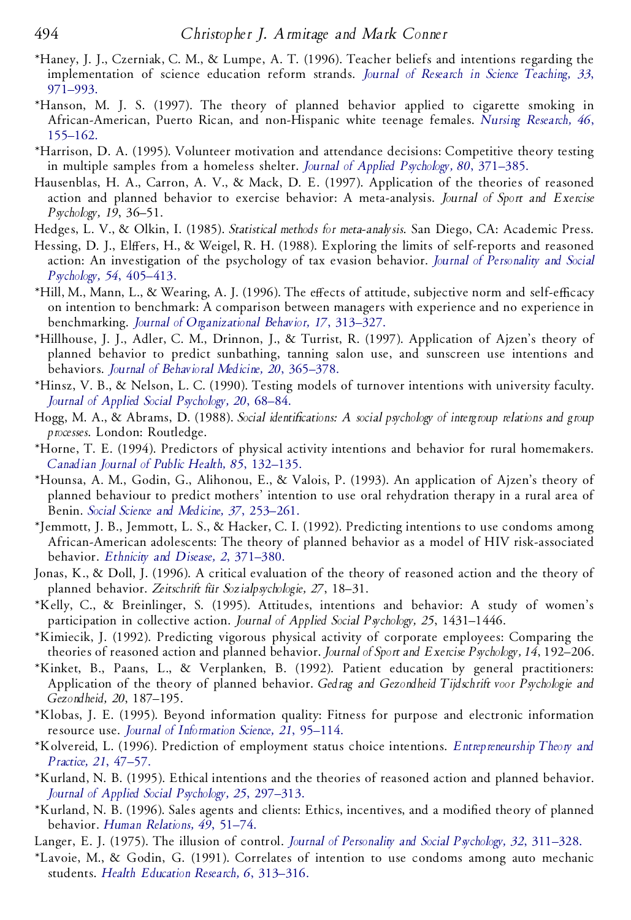*Haney, J. J., Czerniak, C. M., & Lumpe, A. T. (1996). Teacher beliefs and intentions regarding the implementation of science education reform strands. *Journal of Research in Science Teaching, 33*, 971–993.

*Hanson, M. J. S. (1997). The theory of planned behavior applied to cigarette smoking in African-American, Puerto Rican, and non-Hispanic white teenage females. *Nursing Research, 46*, 155–162.

*Harrison, D. A. (1995). Volunteer motivation and attendance decisions: Competitive theory testing in multiple samples from a homeless shelter. *Journal of Applied Psychology, 80*, 371–385.

Hausenblas, H. A., Carron, A. V., & Mack, D. E. (1997). Application of the theories of reasoned action and planned behavior to exercise behavior: A meta-analysis. *Journal of Sport and Exercise Psychology, 19*, 36–51.

Hedges, L. V., & Olkin, I. (1985). *Statistical methods for meta-analysis*. San Diego, CA: Academic Press.

Hessing, D. J., Elffers, H., & Weigel, R. H. (1988). Exploring the limits of self-reports and reasoned action: An investigation of the psychology of tax evasion behavior. *Journal of Personality and Social Psychology, 54*, 405–413.

*Hill, M., Mann, L., & Wearing, A. J. (1996). The effects of attitude, subjective norm and self-efficacy on intention to benchmark: A comparison between managers with experience and no experience in benchmarking. *Journal of Organizational Behavior, 17*, 313–327.

*Hillhouse, J. J., Adler, C. M., Drinnon, J., & Turrist, R. (1997). Application of Ajzen's theory of planned behavior to predict sunbathing, tanning salon use, and sunscreen use intentions and behaviors. *Journal of Behavioral Medicine, 20*, 365–378.

*Hinsz, V. B., & Nelson, L. C. (1990). Testing models of turnover intentions with university faculty. *Journal of Applied Social Psychology, 20*, 68–84.

Hogg, M. A., & Abrams, D. (1988). *Social identifications: A social psychology of intergroup relations and group processes*. London: Routledge.

*Horne, T. E. (1994). Predictors of physical activity intentions and behavior for rural homemakers. *Canadian Journal of Public Health, 85*, 132–135.

*Hounsa, A. M., Godin, G., Alihonou, E., & Valois, P. (1993). An application of Ajzen's theory of planned behaviour to predict mothers' intention to use oral rehydration therapy in a rural area of Benin. *Social Science and Medicine, 37*, 253–261.

*Jemmott, J. B., Jemmott, L. S., & Hacker, C. I. (1992). Predicting intentions to use condoms among African-American adolescents: The theory of planned behavior as a model of HIV risk-associated behavior. *Ethnicity and Disease, 2*, 371–380.

Jonas, K., & Doll, J. (1996). A critical evaluation of the theory of reasoned action and the theory of planned behavior. *Zeitschrift für Sozialpsychologie, 27*, 18–31.

*Kelly, C., & Breinlinger, S. (1995). Attitudes, intentions and behavior: A study of women's participation in collective action. *Journal of Applied Social Psychology, 25*, 1431–1446.

*Kimiecik, J. (1992). Predicting vigorous physical activity of corporate employees: Comparing the theories of reasoned action and planned behavior. *Journal of Sport and Exercise Psychology, 14*, 192–206.

*Kinket, B., Paans, L., & Verplanken, B. (1992). Patient education by general practitioners: Application of the theory of planned behavior. *Gedrag and Gezondheid Tijdschrift voor Psychologie and Gezondheid, 20*, 187–195.

*Klobas, J. E. (1995). Beyond information quality: Fitness for purpose and electronic information resource use. *Journal of Information Science, 21*, 95–114.

*Kolvereid, L. (1996). Prediction of employment status choice intentions. *Entrepreneurship Theory and Practice, 21*, 47–57.

*Kurland, N. B. (1995). Ethical intentions and the theories of reasoned action and planned behavior. *Journal of Applied Social Psychology, 25*, 297–313.

*Kurland, N. B. (1996). Sales agents and clients: Ethics, incentives, and a modified theory of planned behavior. *Human Relations, 49*, 51–74.

Langer, E. J. (1975). The illusion of control. *Journal of Personality and Social Psychology, 32*, 311–328.

*Lavoie, M., & Godin, G. (1991). Correlates of intention to use condoms among auto mechanic students. *Health Education Research, 6*, 313–316.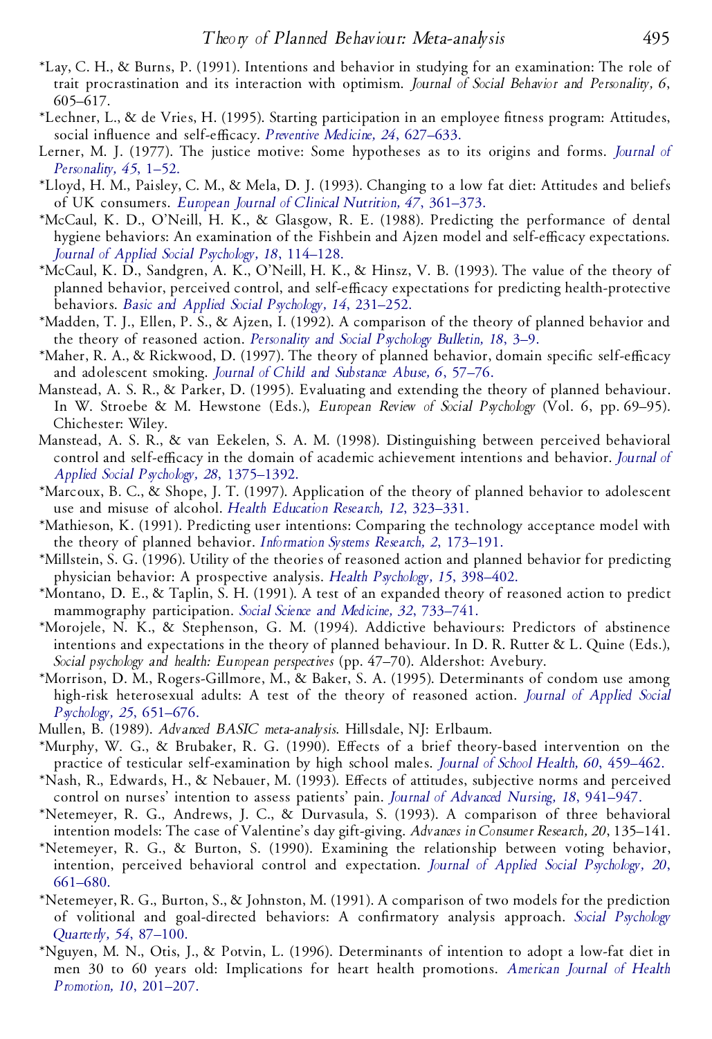*Lay, C. H., & Burns, P. (1991). Intentions and behavior in studying for an examination: The role of trait procrastination and its interaction with optimism. *Journal of Social Behavior and Personality, 6*, 605–617.

*Lechner, L., & de Vries, H. (1995). Starting participation in an employee fitness program: Attitudes, social influence and self-efficacy. *Preventive Medicine, 24*, 627–633.

Lerner, M. J. (1977). The justice motive: Some hypotheses as to its origins and forms. *Journal of Personality, 45*, 1–52.

*Lloyd, H. M., Paisley, C. M., & Mela, D. J. (1993). Changing to a low fat diet: Attitudes and beliefs of UK consumers. *European Journal of Clinical Nutrition, 47*, 361–373.

*McCaul, K. D., O'Neill, H. K., & Glasgow, R. E. (1988). Predicting the performance of dental hygiene behaviors: An examination of the Fishbein and Ajzen model and self-efficacy expectations. *Journal of Applied Social Psychology, 18*, 114–128.

*McCaul, K. D., Sandgren, A. K., O'Neill, H. K., & Hinsz, V. B. (1993). The value of the theory of planned behavior, perceived control, and self-efficacy expectations for predicting health-protective behaviors. *Basic and Applied Social Psychology, 14*, 231–252.

*Madden, T. J., Ellen, P. S., & Ajzen, I. (1992). A comparison of the theory of planned behavior and the theory of reasoned action. *Personality and Social Psychology Bulletin, 18*, 3–9.

*Maher, R. A., & Rickwood, D. (1997). The theory of planned behavior, domain specific self-efficacy and adolescent smoking. *Journal of Child and Substance Abuse, 6*, 57–76.

Manstead, A. S. R., & Parker, D. (1995). Evaluating and extending the theory of planned behaviour. In W. Stroebe & M. Hewstone (Eds.), *European Review of Social Psychology* (Vol. 6, pp. 69–95). Chichester: Wiley.

Manstead, A. S. R., & van Eekelen, S. A. M. (1998). Distinguishing between perceived behavioral control and self-efficacy in the domain of academic achievement intentions and behavior. *Journal of Applied Social Psychology, 28*, 1375–1392.

*Marcoux, B. C., & Shope, J. T. (1997). Application of the theory of planned behavior to adolescent use and misuse of alcohol. *Health Education Research, 12*, 323–331.

*Mathieson, K. (1991). Predicting user intentions: Comparing the technology acceptance model with the theory of planned behavior. *Information Systems Research, 2*, 173–191.

*Millstein, S. G. (1996). Utility of the theories of reasoned action and planned behavior for predicting physician behavior: A prospective analysis. *Health Psychology, 15*, 398–402.

*Montano, D. E., & Taplin, S. H. (1991). A test of an expanded theory of reasoned action to predict mammography participation. *Social Science and Medicine, 32*, 733–741.

*Morojele, N. K., & Stephenson, G. M. (1994). Addictive behaviours: Predictors of abstinence intentions and expectations in the theory of planned behaviour. In D. R. Rutter & L. Quine (Eds.), *Social psychology and health: European perspectives* (pp. 47–70). Aldershot: Avebury.

*Morrison, D. M., Rogers-Gillmore, M., & Baker, S. A. (1995). Determinants of condom use among high-risk heterosexual adults: A test of the theory of reasoned action. *Journal of Applied Social Psychology, 25*, 651–676.

Mullen, B. (1989). *Advanced BASIC meta-analysis*. Hillsdale, NJ: Erlbaum.

*Murphy, W. G., & Brubaker, R. G. (1990). Effects of a brief theory-based intervention on the practice of testicular self-examination by high school males. *Journal of School Health, 60*, 459–462.

*Nash, R., Edwards, H., & Nebauer, M. (1993). Effects of attitudes, subjective norms and perceived control on nurses' intention to assess patients' pain. *Journal of Advanced Nursing, 18*, 941–947.

*Netemeyer, R. G., Andrews, J. C., & Durvasula, S. (1993). A comparison of three behavioral intention models: The case of Valentine's day gift-giving. *Advances in Consumer Research, 20*, 135–141.

*Netemeyer, R. G., & Burton, S. (1990). Examining the relationship between voting behavior, intention, perceived behavioral control and expectation. *Journal of Applied Social Psychology, 20*, 661–680.

*Netemeyer, R. G., Burton, S., & Johnston, M. (1991). A comparison of two models for the prediction of volitional and goal-directed behaviors: A confirmatory analysis approach. *Social Psychology Quarterly, 54*, 87–100.

*Nguyen, M. N., Otis, J., & Potvin, L. (1996). Determinants of intention to adopt a low-fat diet in men 30 to 60 years old: Implications for heart health promotions. *American Journal of Health Promotion, 10*, 201–207.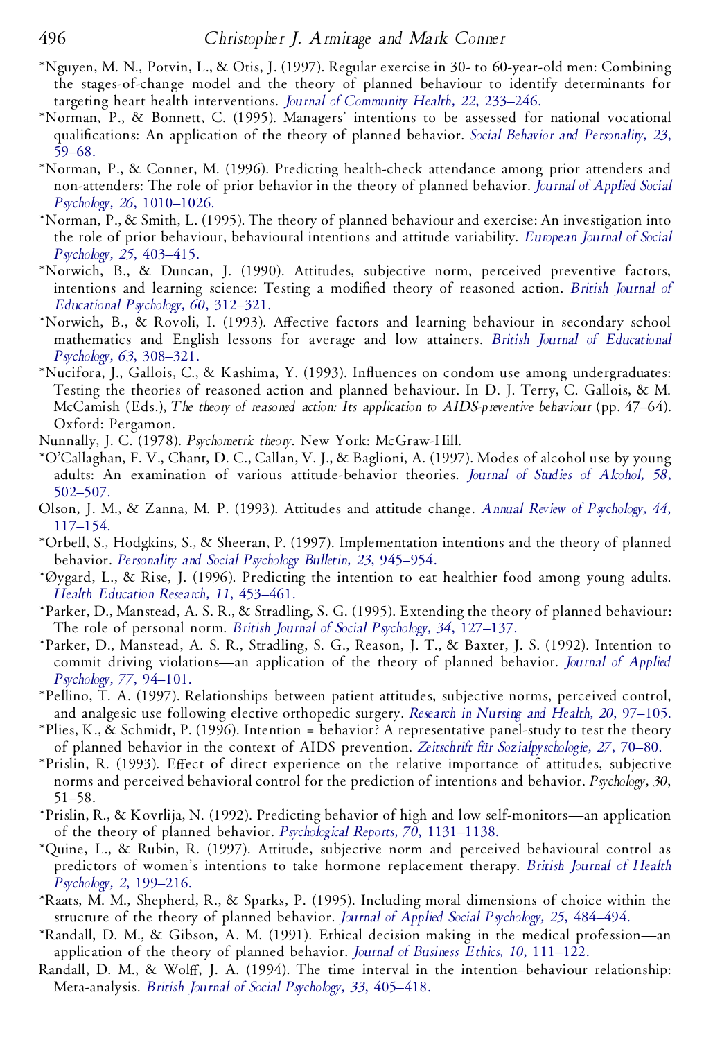*Nguyen, M. N., Potvin, L., & Otis, J. (1997). Regular exercise in 30- to 60-year-old men: Combining the stages-of-change model and the theory of planned behaviour to identify determinants for targeting heart health interventions. *Journal of Community Health, 22*, 233–246.

*Norman, P., & Bonnett, C. (1995). Managers' intentions to be assessed for national vocational qualifications: An application of the theory of planned behavior. *Social Behavior and Personality, 23*, 59–68.

*Norman, P., & Conner, M. (1996). Predicting health-check attendance among prior attenders and non-attenders: The role of prior behavior in the theory of planned behavior. *Journal of Applied Social Psychology, 26*, 1010–1026.

*Norman, P., & Smith, L. (1995). The theory of planned behaviour and exercise: An investigation into the role of prior behaviour, behavioural intentions and attitude variability. *European Journal of Social Psychology, 25*, 403–415.

*Norwich, B., & Duncan, J. (1990). Attitudes, subjective norm, perceived preventive factors, intentions and learning science: Testing a modified theory of reasoned action. *British Journal of Educational Psychology, 60*, 312–321.

*Norwich, B., & Rovoli, I. (1993). Affective factors and learning behaviour in secondary school mathematics and English lessons for average and low attainers. *British Journal of Educational Psychology, 63*, 308–321.

*Nucifora, J., Gallois, C., & Kashima, Y. (1993). Influences on condom use among undergraduates: Testing the theories of reasoned action and planned behaviour. In D. J. Terry, C. Gallois, & M. McCamish (Eds.), *The theory of reasoned action: Its application to AIDS-preventive behaviour* (pp. 47–64). Oxford: Pergamon.

Nunnally, J. C. (1978). *Psychometric theory*. New York: McGraw-Hill.

*O'Callaghan, F. V., Chant, D. C., Callan, V. J., & Baglioni, A. (1997). Modes of alcohol use by young adults: An examination of various attitude-behavior theories. *Journal of Studies of Alcohol, 58*, 502–507.

Olson, J. M., & Zanna, M. P. (1993). Attitudes and attitude change. *Annual Review of Psychology, 44*, 117–154.

*Orbell, S., Hodgkins, S., & Sheeran, P. (1997). Implementation intentions and the theory of planned behavior. *Personality and Social Psychology Bulletin, 23*, 945–954.

*Øygard, L., & Rise, J. (1996). Predicting the intention to eat healthier food among young adults. *Health Education Research, 11*, 453–461.

*Parker, D., Manstead, A. S. R., & Stradling, S. G. (1995). Extending the theory of planned behaviour: The role of personal norm. *British Journal of Social Psychology, 34*, 127–137.

*Parker, D., Manstead, A. S. R., Stradling, S. G., Reason, J. T., & Baxter, J. S. (1992). Intention to commit driving violations—an application of the theory of planned behavior. *Journal of Applied Psychology, 77*, 94–101.

*Pellino, T. A. (1997). Relationships between patient attitudes, subjective norms, perceived control, and analgesic use following elective orthopedic surgery. *Research in Nursing and Health, 20*, 97–105.

*Plies, K., & Schmidt, P. (1996). Intention = behavior? A representative panel-study to test the theory of planned behavior in the context of AIDS prevention. *Zeitschrift für Sozialpyschologie, 27*, 70–80.

*Prislin, R. (1993). Effect of direct experience on the relative importance of attitudes, subjective norms and perceived behavioral control for the prediction of intentions and behavior. *Psychology, 30*, 51–58.

*Prislin, R., & Kovrlija, N. (1992). Predicting behavior of high and low self-monitors—an application of the theory of planned behavior. *Psychological Reports, 70*, 1131–1138.

*Quine, L., & Rubin, R. (1997). Attitude, subjective norm and perceived behavioural control as predictors of women's intentions to take hormone replacement therapy. *British Journal of Health Psychology, 2*, 199–216.

*Raats, M. M., Shepherd, R., & Sparks, P. (1995). Including moral dimensions of choice within the structure of the theory of planned behavior. *Journal of Applied Social Psychology, 25*, 484–494.

*Randall, D. M., & Gibson, A. M. (1991). Ethical decision making in the medical profession—an application of the theory of planned behavior. *Journal of Business Ethics, 10*, 111–122.

Randall, D. M., & Wolff, J. A. (1994). The time interval in the intention–behaviour relationship: Meta-analysis. *British Journal of Social Psychology, 33*, 405–418.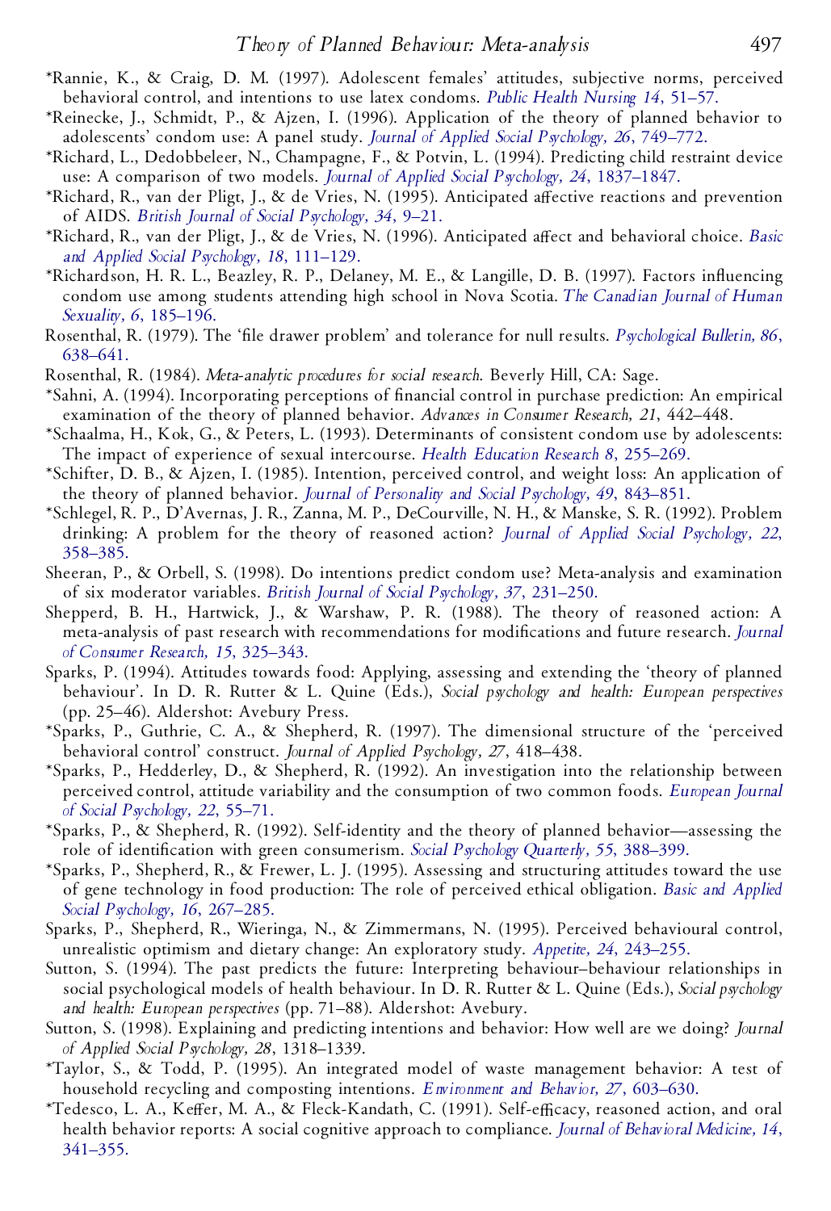*Rannie, K., & Craig, D. M. (1997). Adolescent females' attitudes, subjective norms, perceived behavioral control, and intentions to use latex condoms. *Public Health Nursing 14*, 51–57.

*Reinecke, J., Schmidt, P., & Ajzen, I. (1996). Application of the theory of planned behavior to adolescents' condom use: A panel study. *Journal of Applied Social Psychology, 26*, 749–772.

*Richard, L., Dedobbeleer, N., Champagne, F., & Potvin, L. (1994). Predicting child restraint device use: A comparison of two models. *Journal of Applied Social Psychology, 24*, 1837–1847.

*Richard, R., van der Pligt, J., & de Vries, N. (1995). Anticipated affective reactions and prevention of AIDS. *British Journal of Social Psychology, 34*, 9–21.

*Richard, R., van der Pligt, J., & de Vries, N. (1996). Anticipated affect and behavioral choice. *Basic and Applied Social Psychology, 18*, 111–129.

*Richardson, H. R. L., Beazley, R. P., Delaney, M. E., & Langille, D. B. (1997). Factors influencing condom use among students attending high school in Nova Scotia. *The Canadian Journal of Human Sexuality, 6*, 185–196.

Rosenthal, R. (1979). The 'file drawer problem' and tolerance for null results. *Psychological Bulletin, 86*, 638–641.

Rosenthal, R. (1984). *Meta-analytic procedures for social research*. Beverly Hill, CA: Sage.

*Sahni, A. (1994). Incorporating perceptions of financial control in purchase prediction: An empirical examination of the theory of planned behavior. *Advances in Consumer Research, 21*, 442–448.

*Schaalma, H., Kok, G., & Peters, L. (1993). Determinants of consistent condom use by adolescents: The impact of experience of sexual intercourse. *Health Education Research 8*, 255–269.

*Schifter, D. B., & Ajzen, I. (1985). Intention, perceived control, and weight loss: An application of the theory of planned behavior. *Journal of Personality and Social Psychology, 49*, 843–851.

*Schlegel, R. P., D'Avernas, J. R., Zanna, M. P., DeCourville, N. H., & Manske, S. R. (1992). Problem drinking: A problem for the theory of reasoned action? *Journal of Applied Social Psychology, 22*, 358–385.

Sheeran, P., & Orbell, S. (1998). Do intentions predict condom use? Meta-analysis and examination of six moderator variables. *British Journal of Social Psychology, 37*, 231–250.

Shepperd, B. H., Hartwick, J., & Warshaw, P. R. (1988). The theory of reasoned action: A meta-analysis of past research with recommendations for modifications and future research. *Journal of Consumer Research, 15*, 325–343.

Sparks, P. (1994). Attitudes towards food: Applying, assessing and extending the 'theory of planned behaviour'. In D. R. Rutter & L. Quine (Eds.), *Social psychology and health: European perspectives* (pp. 25–46). Aldershot: Avebury Press.

*Sparks, P., Guthrie, C. A., & Shepherd, R. (1997). The dimensional structure of the 'perceived behavioral control' construct. *Journal of Applied Psychology, 27*, 418–438.

*Sparks, P., Hedderley, D., & Shepherd, R. (1992). An investigation into the relationship between perceived control, attitude variability and the consumption of two common foods. *European Journal of Social Psychology, 22*, 55–71.

*Sparks, P., & Shepherd, R. (1992). Self-identity and the theory of planned behavior—assessing the role of identification with green consumerism. *Social Psychology Quarterly, 55*, 388–399.

*Sparks, P., Shepherd, R., & Frewer, L. J. (1995). Assessing and structuring attitudes toward the use of gene technology in food production: The role of perceived ethical obligation. *Basic and Applied Social Psychology, 16*, 267–285.

Sparks, P., Shepherd, R., Wieringa, N., & Zimmermans, N. (1995). Perceived behavioural control, unrealistic optimism and dietary change: An exploratory study. *Appetite, 24*, 243–255.

Sutton, S. (1994). The past predicts the future: Interpreting behaviour–behaviour relationships in social psychological models of health behaviour. In D. R. Rutter & L. Quine (Eds.), *Social psychology and health: European perspectives* (pp. 71–88). Aldershot: Avebury.

Sutton, S. (1998). Explaining and predicting intentions and behavior: How well are we doing? *Journal of Applied Social Psychology, 28*, 1318–1339.

*Taylor, S., & Todd, P. (1995). An integrated model of waste management behavior: A test of household recycling and composting intentions. *Environment and Behavior, 27*, 603–630.

*Tedesco, L. A., Keffer, M. A., & Fleck-Kandath, C. (1991). Self-efficacy, reasoned action, and oral health behavior reports: A social cognitive approach to compliance. *Journal of Behavioral Medicine, 14*, 341–355.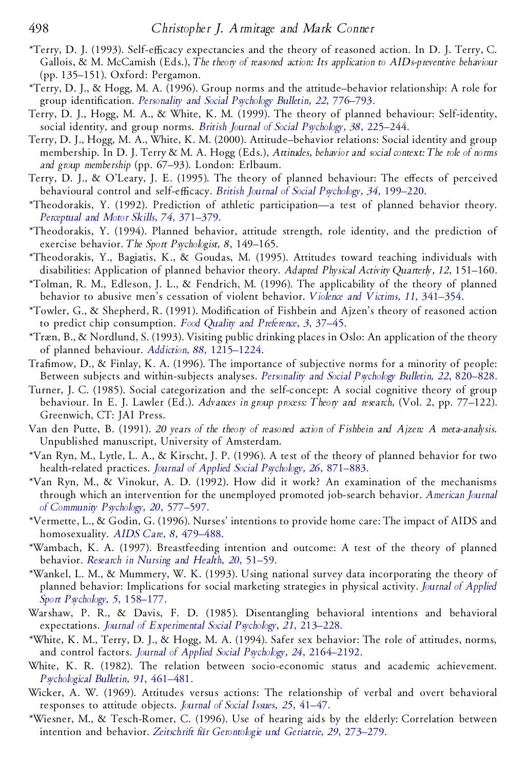*Terry, D. J. (1993). Self-efficacy expectancies and the theory of reasoned action. In D. J. Terry, C. Gallois, & M. McCamish (Eds.), *The theory of reasoned action: Its application to AIDs-preventive behaviour* (pp. 135–151). Oxford: Pergamon.

*Terry, D. J., & Hogg, M. A. (1996). Group norms and the attitude–behavior relationship: A role for group identification. *Personality and Social Psychology Bulletin, 22*, 776–793.

Terry, D. J., Hogg, M. A., & White, K. M. (1999). The theory of planned behaviour: Self-identity, social identity, and group norms. *British Journal of Social Psychology, 38*, 225–244.

Terry, D. J., Hogg, M. A., White, K. M. (2000). Attitude–behavior relations: Social identity and group membership. In D. J. Terry & M. A. Hogg (Eds.), *Attitudes, behavior and social context: The role of norms and group membership* (pp. 67–93). London: Erlbaum.

Terry, D. J., & O'Leary, J. E. (1995). The theory of planned behaviour: The effects of perceived behavioural control and self-efficacy. *British Journal of Social Psychology, 34*, 199–220.

*Theodorakis, Y. (1992). Prediction of athletic participation—a test of planned behavior theory. *Perceptual and Motor Skills, 74*, 371–379.

*Theodorakis, Y. (1994). Planned behavior, attitude strength, role identity, and the prediction of exercise behavior. *The Sport Psychologist, 8*, 149–165.

*Theodorakis, Y., Bagiatis, K., & Goudas, M. (1995). Attitudes toward teaching individuals with disabilities: Application of planned behavior theory. *Adapted Physical Activity Quarterly, 12*, 151–160.

*Tolman, R. M., Edleson, J. L., & Fendrich, M. (1996). The applicability of the theory of planned behavior to abusive men's cessation of violent behavior. *Violence and Victims, 11*, 341–354.

*Towler, G., & Shepherd, R. (1991). Modification of Fishbein and Ajzen's theory of reasoned action to predict chip consumption. *Food Quality and Preference, 3*, 37–45.

*Træn, B., & Nordlund, S. (1993). Visiting public drinking places in Oslo: An application of the theory of planned behaviour. *Addiction, 88*, 1215–1224.

Trafimow, D., & Finlay, K. A. (1996). The importance of subjective norms for a minority of people: Between subjects and within-subjects analyses. *Personality and Social Psychology Bulletin, 22*, 820–828.

Turner, J. C. (1985). Social categorization and the self-concept: A social cognitive theory of group behaviour. In E. J. Lawler (Ed.). *Advances in group process: Theory and research,* (Vol. 2, pp. 77–122). Greenwich, CT: JAI Press.

Van den Putte, B. (1991). *20 years of the theory of reasoned action of Fishbein and Ajzen: A meta-analysis*. Unpublished manuscript, University of Amsterdam.

*Van Ryn, M., Lytle, L. A., & Kirscht, J. P. (1996). A test of the theory of planned behavior for two health-related practices. *Journal of Applied Social Psychology, 26*, 871–883.

*Van Ryn, M., & Vinokur, A. D. (1992). How did it work? An examination of the mechanisms through which an intervention for the unemployed promoted job-search behavior. *American Journal of Community Psychology, 20*, 577–597.

*Vermette, L., & Godin, G. (1996). Nurses' intentions to provide home care: The impact of AIDS and homosexuality. *AIDS Care, 8*, 479–488.

*Wambach, K. A. (1997). Breastfeeding intention and outcome: A test of the theory of planned behavior. *Research in Nursing and Health, 20*, 51–59.

*Wankel, L. M., & Mummery, W. K. (1993). Using national survey data incorporating the theory of planned behavior: Implications for social marketing strategies in physical activity. *Journal of Applied Sport Psychology, 5*, 158–177.

Warshaw, P. R., & Davis, F. D. (1985). Disentangling behavioral intentions and behavioral expectations. *Journal of Experimental Social Psychology, 21*, 213–228.

*White, K. M., Terry, D. J., & Hogg, M. A. (1994). Safer sex behavior: The role of attitudes, norms, and control factors. *Journal of Applied Social Psychology, 24*, 2164–2192.

White, K. R. (1982). The relation between socio-economic status and academic achievement. *Psychological Bulletin, 91*, 461–481.

Wicker, A. W. (1969). Attitudes versus actions: The relationship of verbal and overt behavioral responses to attitude objects. *Journal of Social Issues, 25*, 41–47.

*Wiesner, M., & Tesch-Romer, C. (1996). Use of hearing aids by the elderly: Correlation between intention and behavior. *Zeitschrift für Gerontologie und Geriatrie, 29*, 273–279.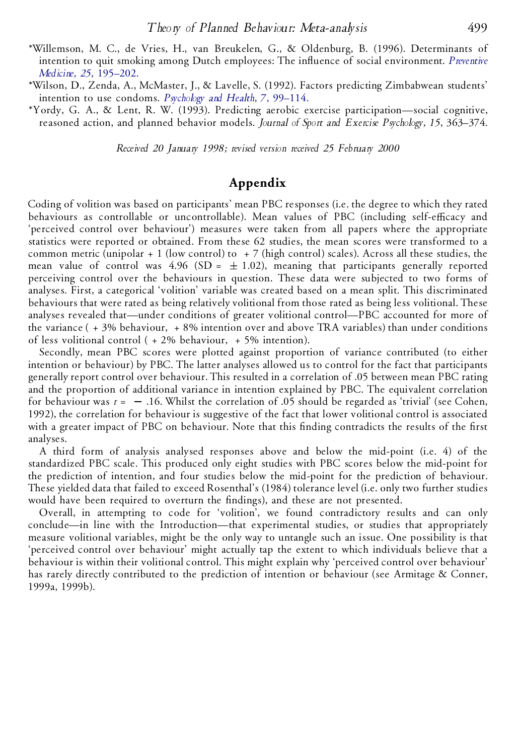*Willemson, M. C., de Vries, H., van Breukelen, G., & Oldenburg, B. (1996). Determinants of intention to quit smoking among Dutch employees: The influence of social environment. *Preventive Medicine, 25*, 195–202.

*Wilson, D., Zenda, A., McMaster, J., & Lavelle, S. (1992). Factors predicting Zimbabwean students' intention to use condoms. *Psychology and Health, 7*, 99–114.

*Yordy, G. A., & Lent, R. W. (1993). Predicting aerobic exercise participation—social cognitive, reasoned action, and planned behavior models. *Journal of Sport and Exercise Psychology, 15*, 363–374.

*Received 20 January 1998; revised version received 25 February 2000*

## Appendix

Coding of volition was based on participants' mean PBC responses (i.e. the degree to which they rated behaviours as controllable or uncontrollable). Mean values of PBC (including self-efficacy and 'perceived control over behaviour') measures were taken from all papers where the appropriate statistics were reported or obtained. From these 62 studies, the mean scores were transformed to a common metric (unipolar + 1 (low control) to + 7 (high control) scales). Across all these studies, the mean value of control was 4.96 (SD = $\pm$ 1.02), meaning that participants generally reported perceiving control over the behaviours in question. These data were subjected to two forms of analyses. First, a categorical 'volition' variable was created based on a mean split. This discriminated behaviours that were rated as being relatively volitional from those rated as being less volitional. These analyses revealed that—under conditions of greater volitional control—PBC accounted for more of the variance ( + 3% behaviour, + 8% intention over and above TRA variables) than under conditions of less volitional control ( + 2% behaviour, + 5% intention).

Secondly, mean PBC scores were plotted against proportion of variance contributed (to either intention or behaviour) by PBC. The latter analyses allowed us to control for the fact that participants generally report control over behaviour. This resulted in a correlation of .05 between mean PBC rating and the proportion of additional variance in intention explained by PBC. The equivalent correlation for behaviour was $r = -.16$. Whilst the correlation of .05 should be regarded as 'trivial' (see Cohen, 1992), the correlation for behaviour is suggestive of the fact that lower volitional control is associated with a greater impact of PBC on behaviour. Note that this finding contradicts the results of the first analyses.

A third form of analysis analysed responses above and below the mid-point (i.e. 4) of the standardized PBC scale. This produced only eight studies with PBC scores below the mid-point for the prediction of intention, and four studies below the mid-point for the prediction of behaviour. These yielded data that failed to exceed Rosenthal's (1984) tolerance level (i.e. only two further studies would have been required to overturn the findings), and these are not presented.

Overall, in attempting to code for 'volition', we found contradictory results and can only conclude—in line with the Introduction—that experimental studies, or studies that appropriately measure volitional variables, might be the only way to untangle such an issue. One possibility is that 'perceived control over behaviour' might actually tap the extent to which individuals believe that a behaviour is within their volitional control. This might explain why 'perceived control over behaviour' has rarely directly contributed to the prediction of intention or behaviour (see Armitage & Conner, 1999a, 1999b).